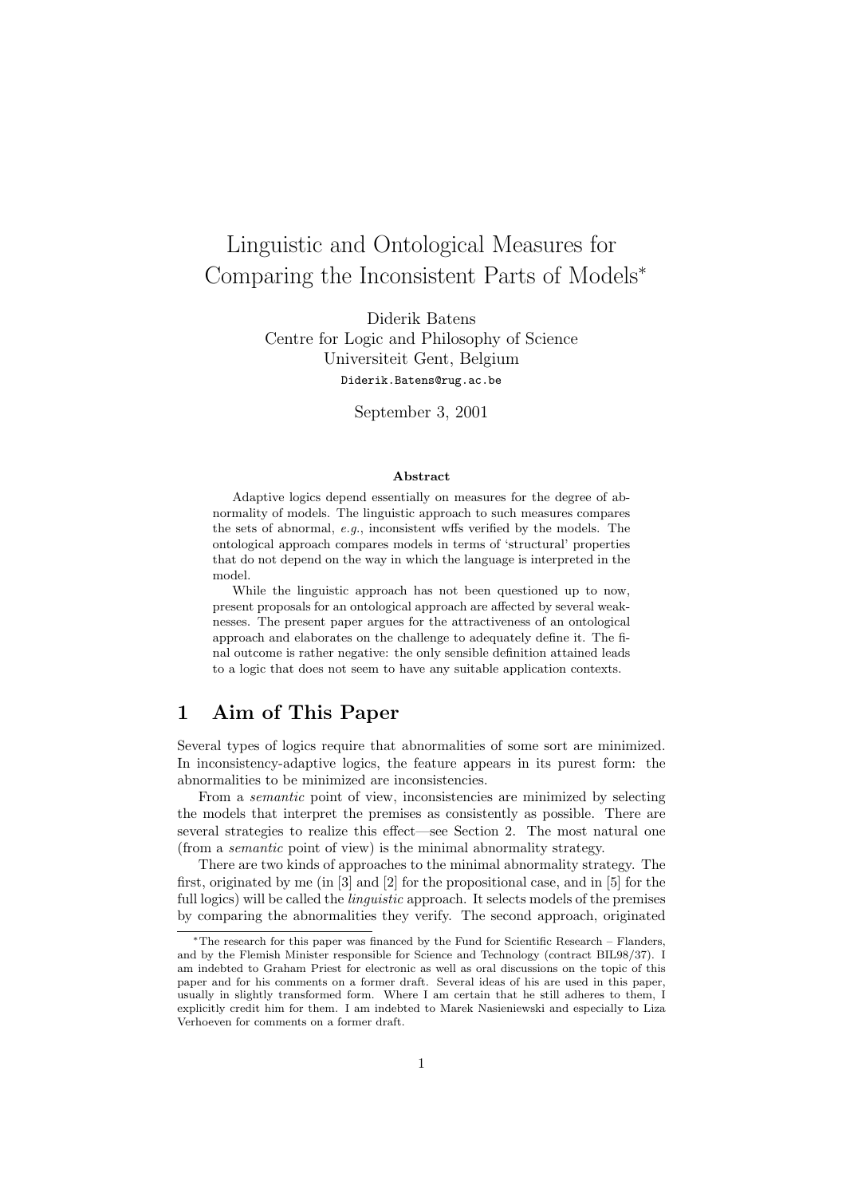# Linguistic and Ontological Measures for Comparing the Inconsistent Parts of Models*

Diderik Batens
Centre for Logic and Philosophy of Science
Universiteit Gent, Belgium
Diderik.Batens@rug.ac.be

September 3, 2001

### Abstract

Adaptive logics depend essentially on measures for the degree of abnormality of models. The linguistic approach to such measures compares the sets of abnormal, *e.g.*, inconsistent wffs verified by the models. The ontological approach compares models in terms of 'structural' properties that do not depend on the way in which the language is interpreted in the model.

While the linguistic approach has not been questioned up to now, present proposals for an ontological approach are affected by several weaknesses. The present paper argues for the attractiveness of an ontological approach and elaborates on the challenge to adequately define it. The final outcome is rather negative: the only sensible definition attained leads to a logic that does not seem to have any suitable application contexts.

## 1 Aim of This Paper

Several types of logics require that abnormalities of some sort are minimized. In inconsistency-adaptive logics, the feature appears in its purest form: the abnormalities to be minimized are inconsistencies.

From a *semantic* point of view, inconsistencies are minimized by selecting the models that interpret the premises as consistently as possible. There are several strategies to realize this effect—see Section 2. The most natural one (from a *semantic* point of view) is the minimal abnormality strategy.

There are two kinds of approaches to the minimal abnormality strategy. The first, originated by me (in [3] and [2] for the propositional case, and in [5] for the full logics) will be called the *linguistic* approach. It selects models of the premises by comparing the abnormalities they verify. The second approach, originated

---

*The research for this paper was financed by the Fund for Scientific Research – Flanders, and by the Flemish Minister responsible for Science and Technology (contract BIL98/37). I am indebted to Graham Priest for electronic as well as oral discussions on the topic of this paper and for his comments on a former draft. Several ideas of his are used in this paper, usually in slightly transformed form. Where I am certain that he still adheres to them, I explicitly credit him for them. I am indebted to Marek Nasieniewski and especially to Liza Verhoeven for comments on a former draft.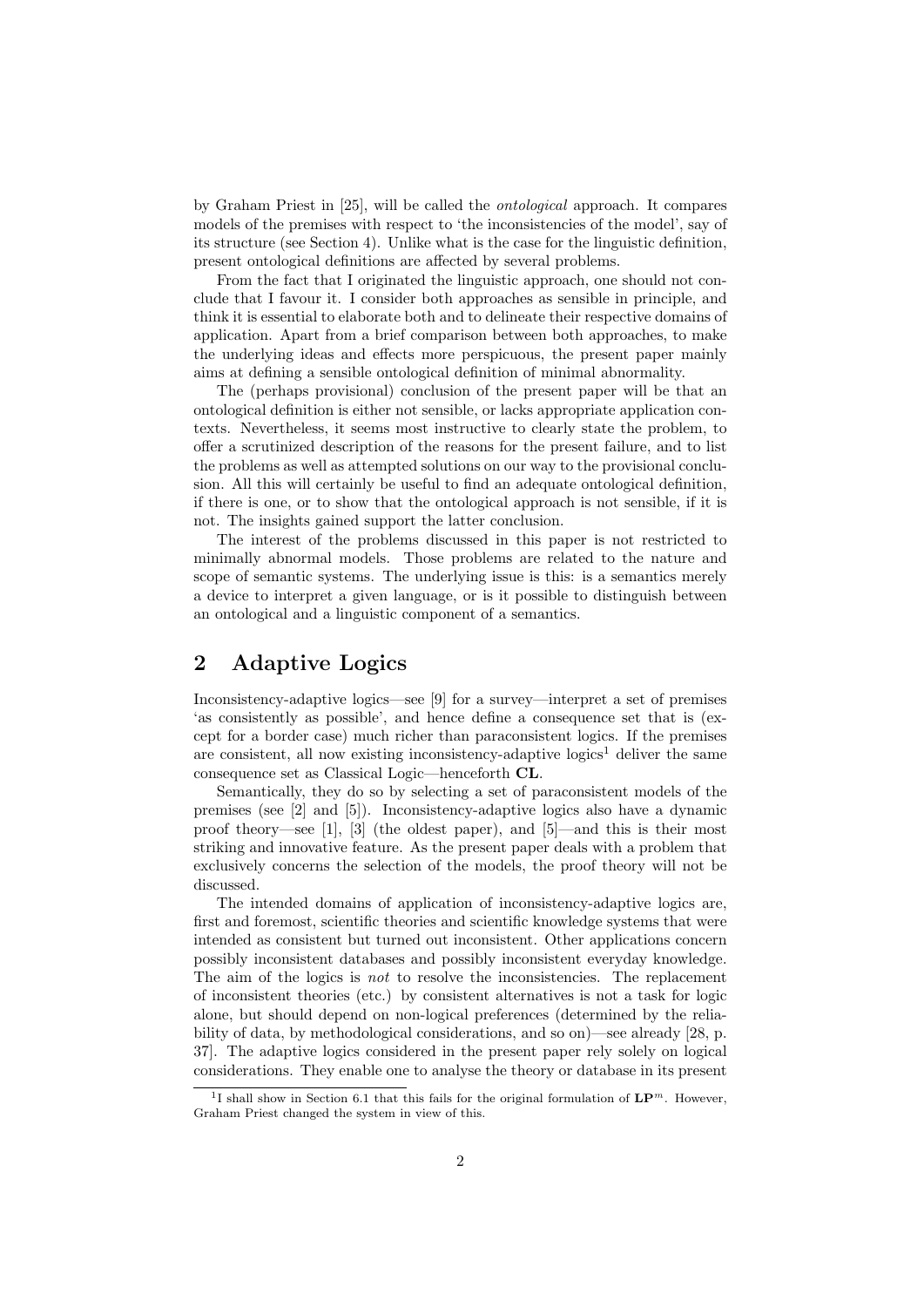by Graham Priest in [25], will be called the *ontological* approach. It compares models of the premises with respect to 'the inconsistencies of the model', say of its structure (see Section 4). Unlike what is the case for the linguistic definition, present ontological definitions are affected by several problems.

From the fact that I originated the linguistic approach, one should not conclude that I favour it. I consider both approaches as sensible in principle, and think it is essential to elaborate both and to delineate their respective domains of application. Apart from a brief comparison between both approaches, to make the underlying ideas and effects more perspicuous, the present paper mainly aims at defining a sensible ontological definition of minimal abnormality.

The (perhaps provisional) conclusion of the present paper will be that an ontological definition is either not sensible, or lacks appropriate application contexts. Nevertheless, it seems most instructive to clearly state the problem, to offer a scrutinized description of the reasons for the present failure, and to list the problems as well as attempted solutions on our way to the provisional conclusion. All this will certainly be useful to find an adequate ontological definition, if there is one, or to show that the ontological approach is not sensible, if it is not. The insights gained support the latter conclusion.

The interest of the problems discussed in this paper is not restricted to minimally abnormal models. Those problems are related to the nature and scope of semantic systems. The underlying issue is this: is a semantics merely a device to interpret a given language, or is it possible to distinguish between an ontological and a linguistic component of a semantics.

## 2 Adaptive Logics

Inconsistency-adaptive logics—see [9] for a survey—interpret a set of premises 'as consistently as possible', and hence define a consequence set that is (except for a border case) much richer than paraconsistent logics. If the premises are consistent, all now existing inconsistency-adaptive logics[1] deliver the same consequence set as Classical Logic—henceforth **CL**.

Semantically, they do so by selecting a set of paraconsistent models of the premises (see [2] and [5]). Inconsistency-adaptive logics also have a dynamic proof theory—see [1], [3] (the oldest paper), and [5]—and this is their most striking and innovative feature. As the present paper deals with a problem that exclusively concerns the selection of the models, the proof theory will not be discussed.

The intended domains of application of inconsistency-adaptive logics are, first and foremost, scientific theories and scientific knowledge systems that were intended as consistent but turned out inconsistent. Other applications concern possibly inconsistent databases and possibly inconsistent everyday knowledge. The aim of the logics is *not* to resolve the inconsistencies. The replacement of inconsistent theories (etc.) by consistent alternatives is not a task for logic alone, but should depend on non-logical preferences (determined by the reliability of data, by methodological considerations, and so on)—see already [28, p. 37]. The adaptive logics considered in the present paper rely solely on logical considerations. They enable one to analyse the theory or database in its present

[1] I shall show in Section 6.1 that this fails for the original formulation of $\mathbf{LP}^m$. However, Graham Priest changed the system in view of this.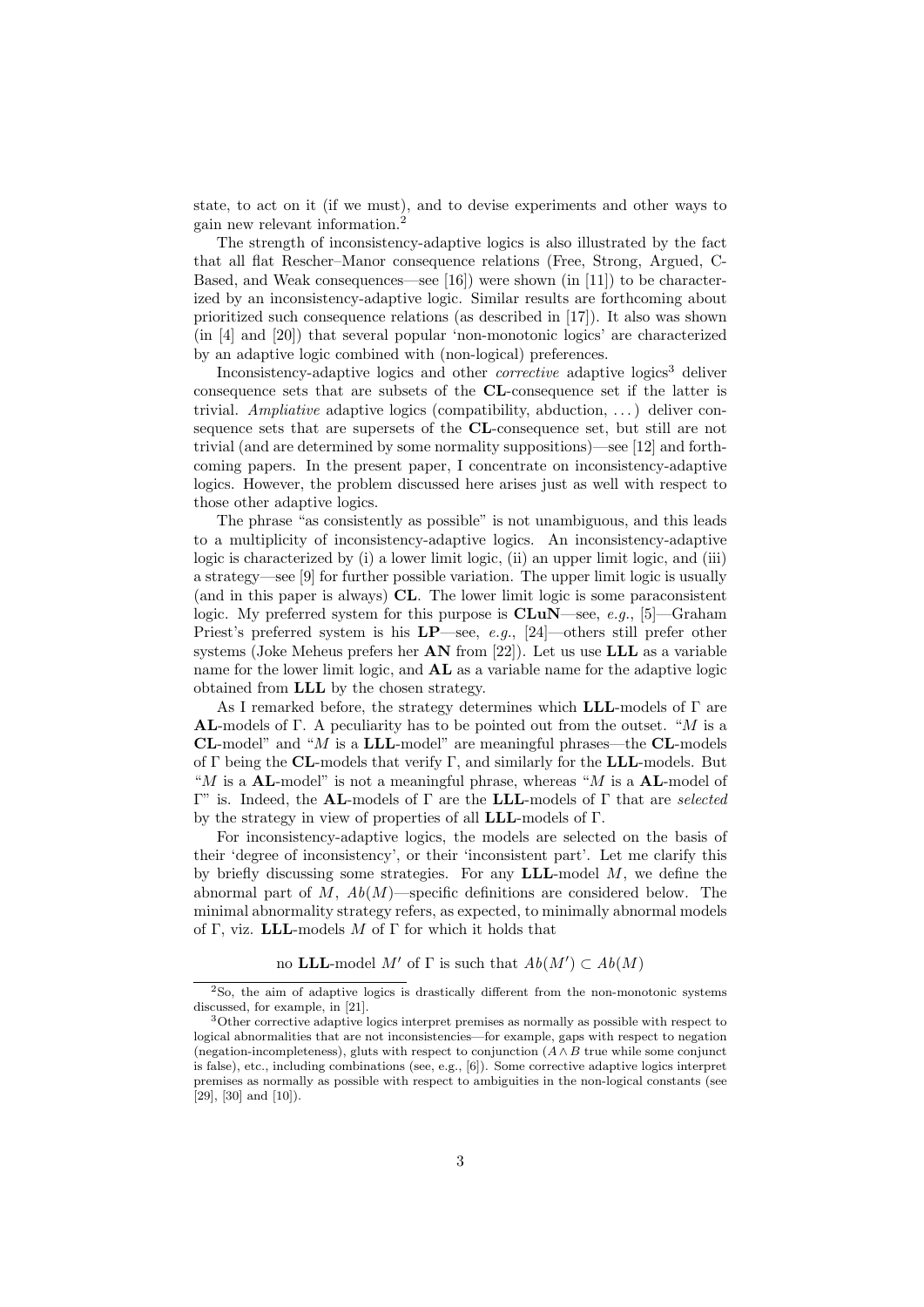state, to act on it (if we must), and to devise experiments and other ways to gain new relevant information.[2]

The strength of inconsistency-adaptive logics is also illustrated by the fact that all flat Rescher–Manor consequence relations (Free, Strong, Argued, C-Based, and Weak consequences—see [16]) were shown (in [11]) to be characterized by an inconsistency-adaptive logic. Similar results are forthcoming about prioritized such consequence relations (as described in [17]). It also was shown (in [4] and [20]) that several popular 'non-monotonic logics' are characterized by an adaptive logic combined with (non-logical) preferences.

Inconsistency-adaptive logics and other *corrective* adaptive logics[3] deliver consequence sets that are subsets of the **CL**-consequence set if the latter is trivial. *Ampliative* adaptive logics (compatibility, abduction, ...) deliver consequence sets that are supersets of the **CL**-consequence set, but still are not trivial (and are determined by some normality suppositions)—see [12] and forthcoming papers. In the present paper, I concentrate on inconsistency-adaptive logics. However, the problem discussed here arises just as well with respect to those other adaptive logics.

The phrase "as consistently as possible" is not unambiguous, and this leads to a multiplicity of inconsistency-adaptive logics. An inconsistency-adaptive logic is characterized by (i) a lower limit logic, (ii) an upper limit logic, and (iii) a strategy—see [9] for further possible variation. The upper limit logic is usually (and in this paper is always) **CL**. The lower limit logic is some paraconsistent logic. My preferred system for this purpose is **CLuN**—see, *e.g.*, [5]—Graham Priest's preferred system is his **LP**—see, *e.g.*, [24]—others still prefer other systems (Joke Meheus prefers her **AN** from [22]). Let us use **LLL** as a variable name for the lower limit logic, and **AL** as a variable name for the adaptive logic obtained from **LLL** by the chosen strategy.

As I remarked before, the strategy determines which **LLL**-models of $\Gamma$ are **AL**-models of $\Gamma$. A peculiarity has to be pointed out from the outset. "$M$ is a **CL**-model" and "$M$ is a **LLL**-model" are meaningful phrases—the **CL**-models of $\Gamma$ being the **CL**-models that verify $\Gamma$, and similarly for the **LLL**-models. But "$M$ is a **AL**-model" is not a meaningful phrase, whereas "$M$ is a **AL**-model of $\Gamma$" is. Indeed, the **AL**-models of $\Gamma$ are the **LLL**-models of $\Gamma$ that are *selected* by the strategy in view of properties of all **LLL**-models of $\Gamma$.

For inconsistency-adaptive logics, the models are selected on the basis of their 'degree of inconsistency', or their 'inconsistent part'. Let me clarify this by briefly discussing some strategies. For any **LLL**-model $M$, we define the abnormal part of $M$, $Ab(M)$—specific definitions are considered below. The minimal abnormality strategy refers, as expected, to minimally abnormal models of $\Gamma$, viz. **LLL**-models $M$ of $\Gamma$ for which it holds that

$$\text{no } \mathbf{LLL}\text{-model } M' \text{ of } \Gamma \text{ is such that } Ab(M') \subset Ab(M)$$

[2] So, the aim of adaptive logics is drastically different from the non-monotonic systems discussed, for example, in [21].

[3] Other corrective adaptive logics interpret premises as normally as possible with respect to logical abnormalities that are not inconsistencies—for example, gaps with respect to negation (negation-incompleteness), gluts with respect to conjunction ($A \wedge B$ true while some conjunct is false), etc., including combinations (see, e.g., [6]). Some corrective adaptive logics interpret premises as normally as possible with respect to ambiguities in the non-logical constants (see [29], [30] and [10]).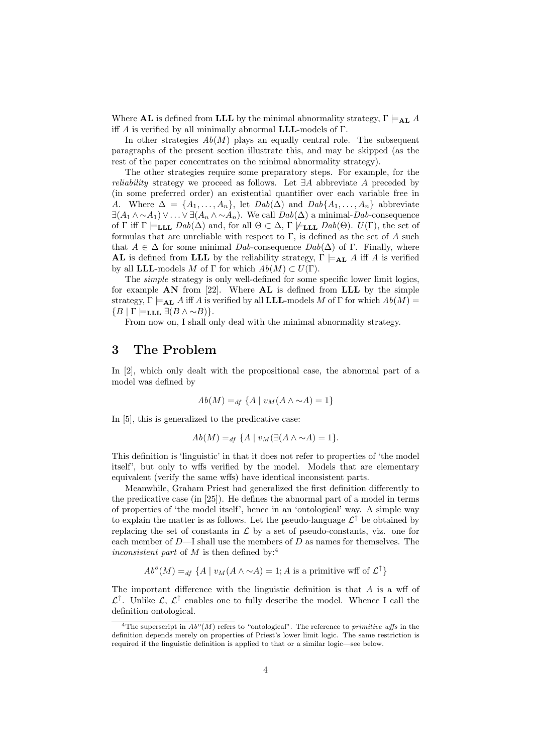Where **AL** is defined from **LLL** by the minimal abnormality strategy, $\Gamma \models_{\mathbf{AL}} A$ iff $A$ is verified by all minimally abnormal **LLL**-models of $\Gamma$.

In other strategies $Ab(M)$ plays an equally central role. The subsequent paragraphs of the present section illustrate this, and may be skipped (as the rest of the paper concentrates on the minimal abnormality strategy).

The other strategies require some preparatory steps. For example, for the *reliability* strategy we proceed as follows. Let $\exists A$ abbreviate $A$ preceded by (in some preferred order) an existential quantifier over each variable free in $A$. Where $\Delta = \{A_1, \ldots, A_n\}$, let $Dab(\Delta)$ and $Dab\{A_1, \ldots, A_n\}$ abbreviate $\exists(A_1 \wedge {\sim}A_1) \vee \ldots \vee \exists(A_n \wedge {\sim}A_n)$. We call $Dab(\Delta)$ a minimal-*Dab*-consequence of $\Gamma$ iff $\Gamma \models_{\mathbf{LLL}} Dab(\Delta)$ and, for all $\Theta \subset \Delta$, $\Gamma \not\models_{\mathbf{LLL}} Dab(\Theta)$. $U(\Gamma)$, the set of formulas that are unreliable with respect to $\Gamma$, is defined as the set of $A$ such that $A \in \Delta$ for some minimal *Dab*-consequence $Dab(\Delta)$ of $\Gamma$. Finally, where **AL** is defined from **LLL** by the reliability strategy, $\Gamma \models_{\mathbf{AL}} A$ iff $A$ is verified by all **LLL**-models $M$ of $\Gamma$ for which $Ab(M) \subset U(\Gamma)$.

The *simple* strategy is only well-defined for some specific lower limit logics, for example **AN** from [22]. Where **AL** is defined from **LLL** by the simple strategy, $\Gamma \models_{\mathbf{AL}} A$ iff $A$ is verified by all **LLL**-models $M$ of $\Gamma$ for which $Ab(M) = \{B \mid \Gamma \models_{\mathbf{LLL}} \exists(B \wedge {\sim}B)\}$.

From now on, I shall only deal with the minimal abnormality strategy.

# 3 The Problem

In [2], which only dealt with the propositional case, the abnormal part of a model was defined by

$$Ab(M) =_{df} \{A \mid v_M(A \wedge {\sim}A) = 1\}$$

In [5], this is generalized to the predicative case:

$$Ab(M) =_{df} \{A \mid v_M(\exists(A \wedge {\sim}A) = 1\}.$$

This definition is 'linguistic' in that it does not refer to properties of 'the model itself', but only to wffs verified by the model. Models that are elementary equivalent (verify the same wffs) have identical inconsistent parts.

Meanwhile, Graham Priest had generalized the first definition differently to the predicative case (in [25]). He defines the abnormal part of a model in terms of properties of 'the model itself', hence in an 'ontological' way. A simple way to explain the matter is as follows. Let the pseudo-language $\mathcal{L}^{\dagger}$ be obtained by replacing the set of constants in $\mathcal{L}$ by a set of pseudo-constants, viz. one for each member of $D$—I shall use the members of $D$ as names for themselves. The *inconsistent part* of $M$ is then defined by:[4]

$$Ab^o(M) =_{df} \{A \mid v_M(A \wedge {\sim}A) = 1; A \text{ is a primitive wff of } \mathcal{L}^{\dagger}\}$$

The important difference with the linguistic definition is that $A$ is a wff of $\mathcal{L}^{\dagger}$. Unlike $\mathcal{L}$, $\mathcal{L}^{\dagger}$ enables one to fully describe the model. Whence I call the definition ontological.

[4]The superscript in $Ab^o(M)$ refers to "ontological". The reference to *primitive wffs* in the definition depends merely on properties of Priest's lower limit logic. The same restriction is required if the linguistic definition is applied to that or a similar logic—see below.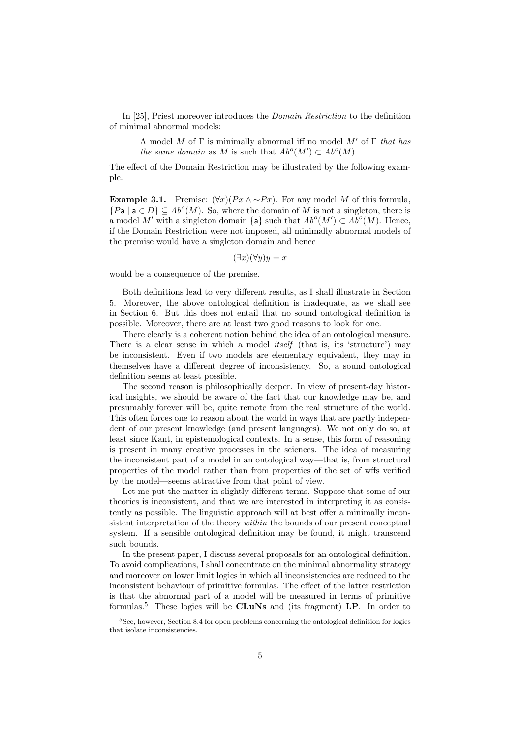In [25], Priest moreover introduces the *Domain Restriction* to the definition of minimal abnormal models:

> A model $M$ of $\Gamma$ is minimally abnormal iff no model $M'$ of $\Gamma$ *that has the same domain* as $M$ is such that $Ab^o(M') \subset Ab^o(M)$.

The effect of the Domain Restriction may be illustrated by the following example.

**Example 3.1.** Premise: $(\forall x)(Px \wedge {\sim}Px)$. For any model $M$ of this formula, $\{P\mathsf{a} \mid \mathsf{a} \in D\} \subseteq Ab^o(M)$. So, where the domain of $M$ is not a singleton, there is a model $M'$ with a singleton domain $\{\mathsf{a}\}$ such that $Ab^o(M') \subset Ab^o(M)$. Hence, if the Domain Restriction were not imposed, all minimally abnormal models of the premise would have a singleton domain and hence

$$(\exists x)(\forall y) y = x$$

would be a consequence of the premise.

Both definitions lead to very different results, as I shall illustrate in Section 5. Moreover, the above ontological definition is inadequate, as we shall see in Section 6. But this does not entail that no sound ontological definition is possible. Moreover, there are at least two good reasons to look for one.

There clearly is a coherent notion behind the idea of an ontological measure. There is a clear sense in which a model *itself* (that is, its 'structure') may be inconsistent. Even if two models are elementary equivalent, they may in themselves have a different degree of inconsistency. So, a sound ontological definition seems at least possible.

The second reason is philosophically deeper. In view of present-day historical insights, we should be aware of the fact that our knowledge may be, and presumably forever will be, quite remote from the real structure of the world. This often forces one to reason about the world in ways that are partly independent of our present knowledge (and present languages). We not only do so, at least since Kant, in epistemological contexts. In a sense, this form of reasoning is present in many creative processes in the sciences. The idea of measuring the inconsistent part of a model in an ontological way—that is, from structural properties of the model rather than from properties of the set of wffs verified by the model—seems attractive from that point of view.

Let me put the matter in slightly different terms. Suppose that some of our theories is inconsistent, and that we are interested in interpreting it as consistently as possible. The linguistic approach will at best offer a minimally inconsistent interpretation of the theory *within* the bounds of our present conceptual system. If a sensible ontological definition may be found, it might transcend such bounds.

In the present paper, I discuss several proposals for an ontological definition. To avoid complications, I shall concentrate on the minimal abnormality strategy and moreover on lower limit logics in which all inconsistencies are reduced to the inconsistent behaviour of primitive formulas. The effect of the latter restriction is that the abnormal part of a model will be measured in terms of primitive formulas.[5] These logics will be **CLuNs** and (its fragment) **LP**. In order to

[5] See, however, Section 8.4 for open problems concerning the ontological definition for logics that isolate inconsistencies.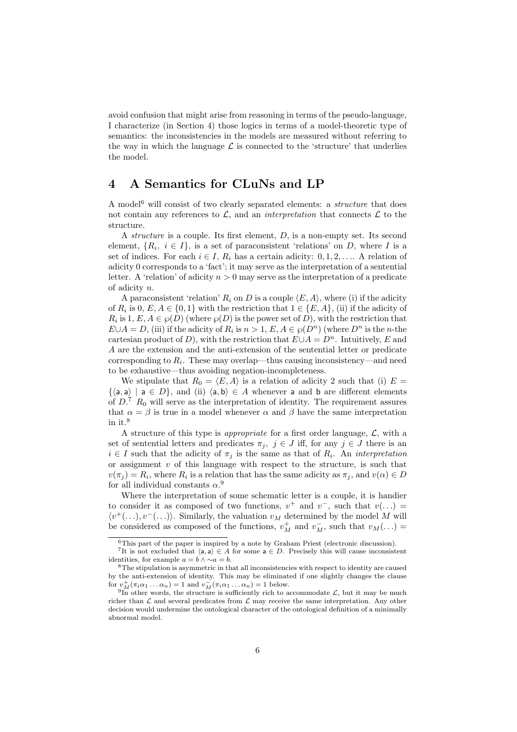avoid confusion that might arise from reasoning in terms of the pseudo-language, I characterize (in Section 4) those logics in terms of a model-theoretic type of semantics: the inconsistencies in the models are measured without referring to the way in which the language $\mathcal{L}$ is connected to the 'structure' that underlies the model.

## 4 A Semantics for CLuNs and LP

A model[6] will consist of two clearly separated elements: a *structure* that does not contain any references to $\mathcal{L}$, and an *interpretation* that connects $\mathcal{L}$ to the structure.

A *structure* is a couple. Its first element, $D$, is a non-empty set. Its second element, $\{R_i,\ i \in I\}$, is a set of paraconsistent 'relations' on $D$, where $I$ is a set of indices. For each $i \in I$, $R_i$ has a certain adicity: $0, 1, 2, \ldots$. A relation of adicity 0 corresponds to a 'fact'; it may serve as the interpretation of a sentential letter. A 'relation' of adicity $n > 0$ may serve as the interpretation of a predicate of adicity $n$.

A paraconsistent 'relation' $R_i$ on $D$ is a couple $\langle E, A\rangle$, where (i) if the adicity of $R_i$ is 0, $E, A \in \{0, 1\}$ with the restriction that $1 \in \{E, A\}$, (ii) if the adicity of $R_i$ is 1, $E, A \in \wp(D)$ (where $\wp(D)$ is the power set of $D$), with the restriction that $E \cup A = D$, (iii) if the adicity of $R_i$ is $n > 1$, $E, A \in \wp(D^n)$ (where $D^n$ is the $n$-the cartesian product of $D$), with the restriction that $E \cup A = D^n$. Intuitively, $E$ and $A$ are the extension and the anti-extension of the sentential letter or predicate corresponding to $R_i$. These may overlap—thus causing inconsistency—and need to be exhaustive—thus avoiding negation-incompleteness.

We stipulate that $R_0 = \langle E, A\rangle$ is a relation of adicity 2 such that (i) $E = \{\langle \mathsf{a}, \mathsf{a}\rangle \mid \mathsf{a} \in D\}$, and (ii) $\langle \mathsf{a}, \mathsf{b}\rangle \in A$ whenever $\mathsf{a}$ and $\mathsf{b}$ are different elements of $D$.[7] $R_0$ will serve as the interpretation of identity. The requirement assures that $\alpha = \beta$ is true in a model whenever $\alpha$ and $\beta$ have the same interpretation in it.[8]

A structure of this type is *appropriate* for a first order language, $\mathcal{L}$, with a set of sentential letters and predicates $\pi_j,\ j \in J$ iff, for any $j \in J$ there is an $i \in I$ such that the adicity of $\pi_j$ is the same as that of $R_i$. An *interpretation* or assignment $v$ of this language with respect to the structure, is such that $v(\pi_j) = R_i$, where $R_i$ is a relation that has the same adicity as $\pi_j$, and $v(\alpha) \in D$ for all individual constants $\alpha$.[9]

Where the interpretation of some schematic letter is a couple, it is handier to consider it as composed of two functions, $v^+$ and $v^-$, such that $v(\ldots) = \langle v^+(\ldots), v^-(\ldots)\rangle$. Similarly, the valuation $v_M$ determined by the model $M$ will be considered as composed of the functions, $v_M^+$ and $v_M^-$, such that $v_M(\ldots) =$

---

[6] This part of the paper is inspired by a note by Graham Priest (electronic discussion).

[7] It is not excluded that $\langle \mathsf{a}, \mathsf{a}\rangle \in A$ for some $\mathsf{a} \in D$. Precisely this will cause inconsistent identities, for example $a = b \wedge {\sim} a = b$.

[8] The stipulation is asymmetric in that all inconsistencies with respect to identity are caused by the anti-extension of identity. This may be eliminated if one slightly changes the clause for $v_M^+(\pi_i\alpha_1 \ldots \alpha_n) = 1$ and $v_M^-(\pi_i\alpha_1 \ldots \alpha_n) = 1$ below.

[9] In other words, the structure is sufficiently rich to accommodate $\mathcal{L}$, but it may be much richer than $\mathcal{L}$ and several predicates from $\mathcal{L}$ may receive the same interpretation. Any other decision would undermine the ontological character of the ontological definition of a minimally abnormal model.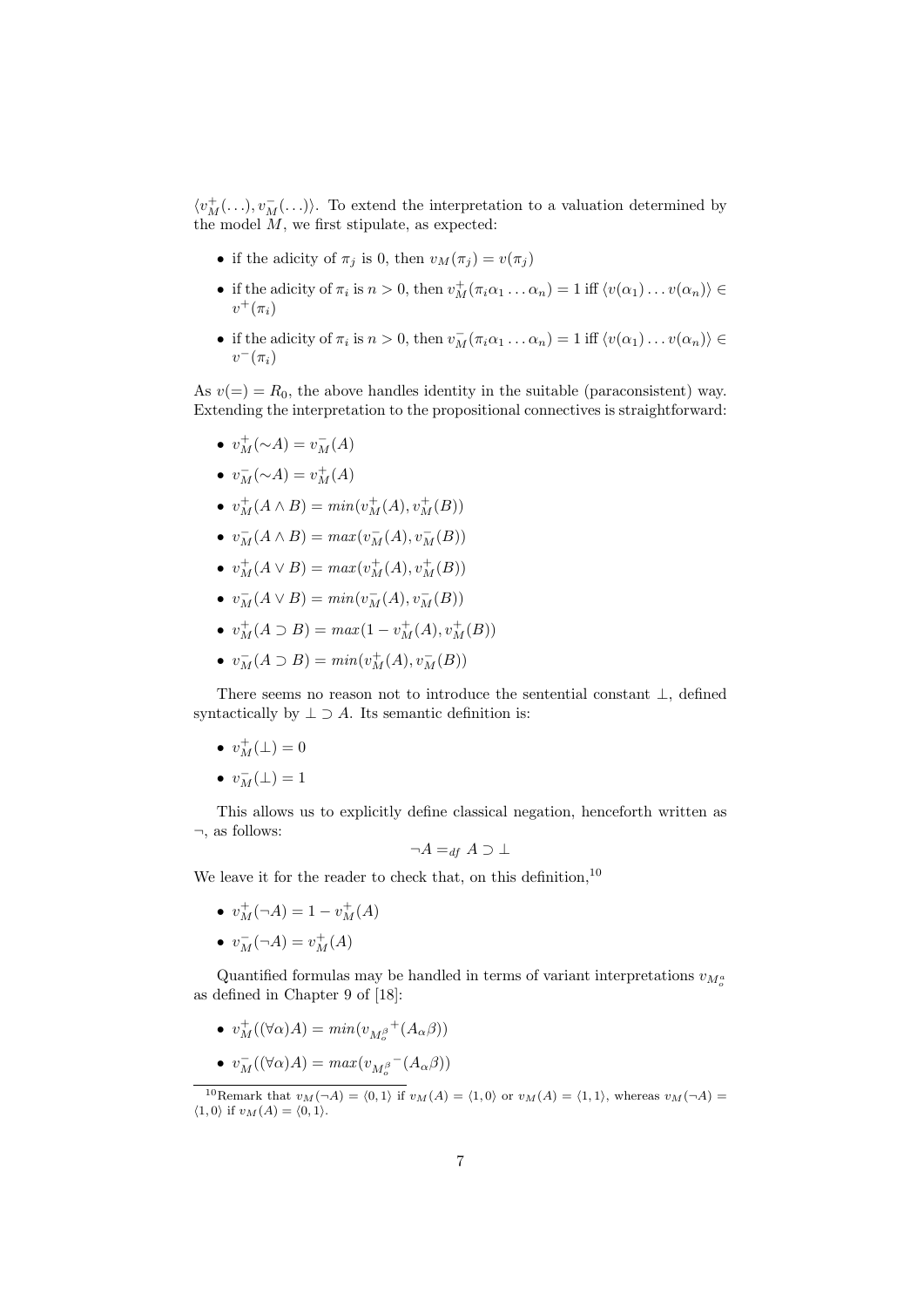$\langle v_M^+(\ldots), v_M^-(\ldots)\rangle$. To extend the interpretation to a valuation determined by the model $M$, we first stipulate, as expected:

- if the adicity of $\pi_j$ is 0, then $v_M(\pi_j) = v(\pi_j)$
- if the adicity of $\pi_i$ is $n > 0$, then $v_M^+(\pi_i\alpha_1 \ldots \alpha_n) = 1$ iff $\langle v(\alpha_1) \ldots v(\alpha_n)\rangle \in v^+(\pi_i)$
- if the adicity of $\pi_i$ is $n > 0$, then $v_M^-(\pi_i\alpha_1 \ldots \alpha_n) = 1$ iff $\langle v(\alpha_1) \ldots v(\alpha_n)\rangle \in v^-(\pi_i)$

As $v(=) = R_0$, the above handles identity in the suitable (paraconsistent) way. Extending the interpretation to the propositional connectives is straightforward:

- $v_M^+(\sim A) = v_M^-(A)$
- $v_M^-(\sim A) = v_M^+(A)$
- $v_M^+(A \wedge B) = min(v_M^+(A), v_M^+(B))$
- $v_M^-(A \wedge B) = max(v_M^-(A), v_M^-(B))$
- $v_M^+(A \vee B) = max(v_M^+(A), v_M^+(B))$
- $v_M^-(A \vee B) = min(v_M^-(A), v_M^-(B))$
- $v_M^+(A \supset B) = max(1 - v_M^+(A), v_M^+(B))$
- $v_M^-(A \supset B) = min(v_M^+(A), v_M^-(B))$

There seems no reason not to introduce the sentential constant $\perp$, defined syntactically by $\perp \supset A$. Its semantic definition is:

- $v_M^+(\perp) = 0$
- $v_M^-(\perp) = 1$

This allows us to explicitly define classical negation, henceforth written as $\neg$, as follows:

$$\neg A =_{df} A \supset \perp$$

We leave it for the reader to check that, on this definition,[10]

- $v_M^+(\neg A) = 1 - v_M^+(A)$
- $v_M^-(\neg A) = v_M^+(A)$

Quantified formulas may be handled in terms of variant interpretations $v_{M_o^a}$ as defined in Chapter 9 of [18]:

- $v_M^+((\forall\alpha)A) = min(v_{M_o^\beta}{}^+(A_\alpha\beta))$
- $v_M^-((\forall\alpha)A) = max(v_{M_o^\beta}{}^-(A_\alpha\beta))$

[10] Remark that $v_M(\neg A) = \langle 0, 1\rangle$ if $v_M(A) = \langle 1, 0\rangle$ or $v_M(A) = \langle 1, 1\rangle$, whereas $v_M(\neg A) = \langle 1, 0\rangle$ if $v_M(A) = \langle 0, 1\rangle$.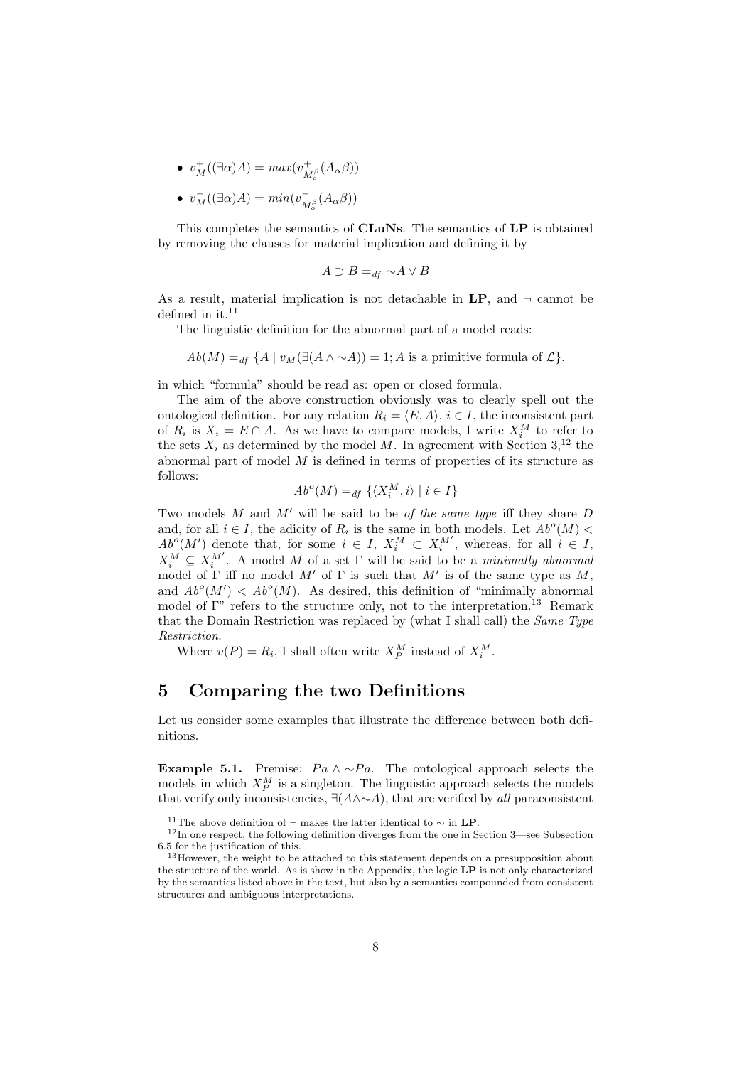- $v^+_M((\exists\alpha)A) = max(v^+_{M^\beta_o}(A_\alpha\beta))$
- $v^-_M((\exists\alpha)A) = min(v^-_{M^\beta_o}(A_\alpha\beta))$

This completes the semantics of **CLuNs**. The semantics of **LP** is obtained by removing the clauses for material implication and defining it by

$$A \supset B =_{df} {\sim}A \vee B$$

As a result, material implication is not detachable in **LP**, and $\neg$ cannot be defined in it.[11]

The linguistic definition for the abnormal part of a model reads:

$$Ab(M) =_{df} \{A \mid v_M(\exists(A \wedge {\sim}A)) = 1; A \text{ is a primitive formula of } \mathcal{L}\}.$$

in which "formula" should be read as: open or closed formula.

The aim of the above construction obviously was to clearly spell out the ontological definition. For any relation $R_i = \langle E, A\rangle$, $i \in I$, the inconsistent part of $R_i$ is $X_i = E \cap A$. As we have to compare models, I write $X^M_i$ to refer to the sets $X_i$ as determined by the model $M$. In agreement with Section 3,[12] the abnormal part of model $M$ is defined in terms of properties of its structure as follows:

$$Ab^o(M) =_{df} \{\langle X^M_i, i\rangle \mid i \in I\}$$

Two models $M$ and $M'$ will be said to be *of the same type* iff they share $D$ and, for all $i \in I$, the adicity of $R_i$ is the same in both models. Let $Ab^o(M) < Ab^o(M')$ denote that, for some $i \in I$, $X^M_i \subset X^{M'}_i$, whereas, for all $i \in I$, $X^M_i \subseteq X^{M'}_i$. A model $M$ of a set $\Gamma$ will be said to be a *minimally abnormal* model of $\Gamma$ iff no model $M'$ of $\Gamma$ is such that $M'$ is of the same type as $M$, and $Ab^o(M') < Ab^o(M)$. As desired, this definition of "minimally abnormal model of $\Gamma$" refers to the structure only, not to the interpretation.[13] Remark that the Domain Restriction was replaced by (what I shall call) the *Same Type Restriction.*

Where $v(P) = R_i$, I shall often write $X^M_P$ instead of $X^M_i$.

## 5 Comparing the two Definitions

Let us consider some examples that illustrate the difference between both definitions.

**Example 5.1.** Premise: $Pa \wedge {\sim}Pa$. The ontological approach selects the models in which $X^M_P$ is a singleton. The linguistic approach selects the models that verify only inconsistencies, $\exists(A\wedge{\sim}A)$, that are verified by *all* paraconsistent

---

[11] The above definition of $\neg$ makes the latter identical to $\sim$ in **LP**.

[12] In one respect, the following definition diverges from the one in Section 3—see Subsection 6.5 for the justification of this.

[13] However, the weight to be attached to this statement depends on a presupposition about the structure of the world. As is show in the Appendix, the logic **LP** is not only characterized by the semantics listed above in the text, but also by a semantics compounded from consistent structures and ambiguous interpretations.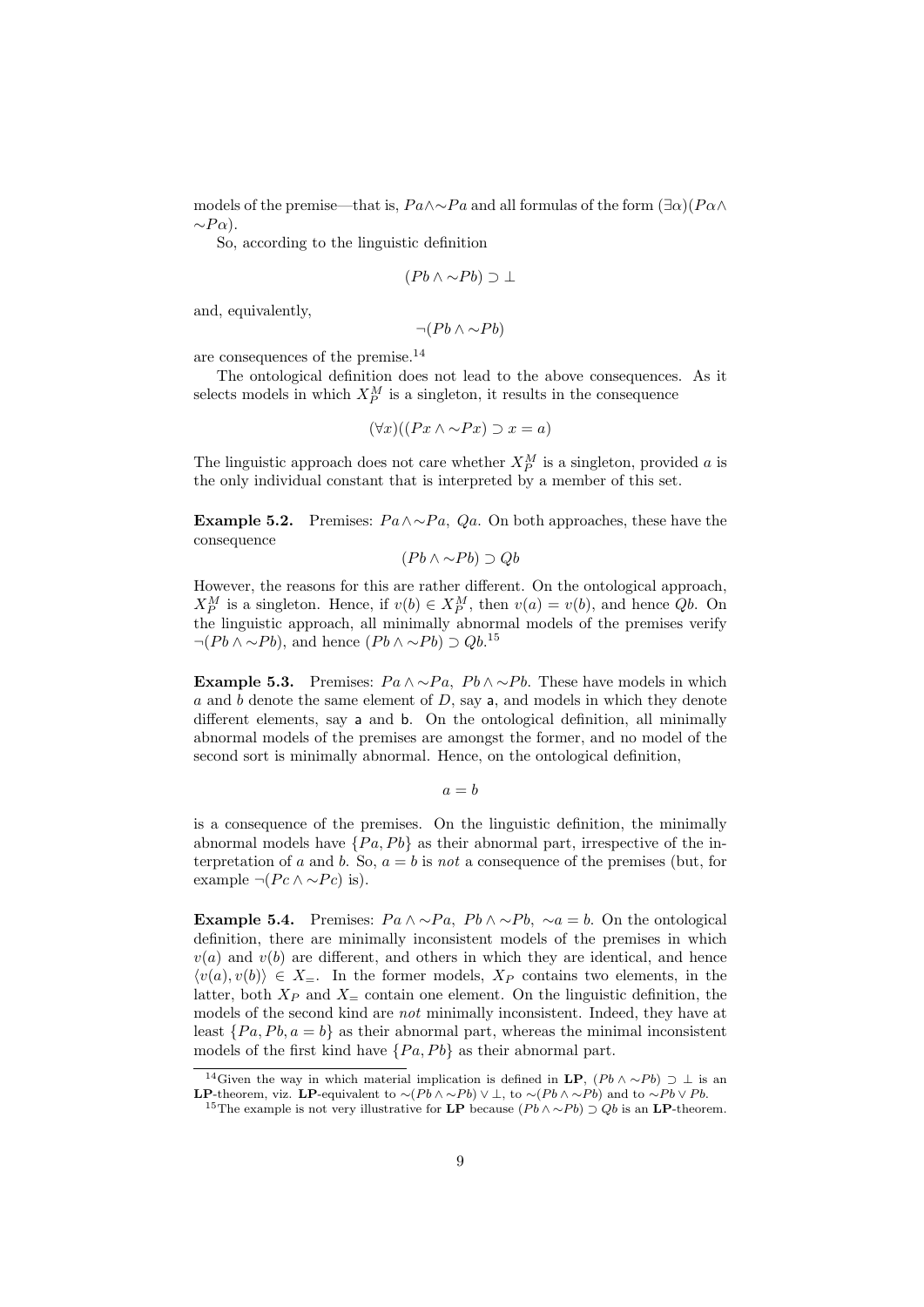models of the premise—that is, $Pa \wedge {\sim}Pa$ and all formulas of the form $(\exists\alpha)(P\alpha \wedge {\sim}P\alpha)$.

So, according to the linguistic definition

$$(Pb \wedge {\sim}Pb) \supset \bot$$

and, equivalently,

$$\neg(Pb \wedge {\sim}Pb)$$

are consequences of the premise.[14]

The ontological definition does not lead to the above consequences. As it selects models in which $X_P^M$ is a singleton, it results in the consequence

$$(\forall x)((Px \wedge {\sim}Px) \supset x = a)$$

The linguistic approach does not care whether $X_P^M$ is a singleton, provided $a$ is the only individual constant that is interpreted by a member of this set.

**Example 5.2.** Premises: $Pa \wedge {\sim}Pa$, $Qa$. On both approaches, these have the consequence

$$(Pb \wedge {\sim}Pb) \supset Qb$$

However, the reasons for this are rather different. On the ontological approach, $X_P^M$ is a singleton. Hence, if $v(b) \in X_P^M$, then $v(a) = v(b)$, and hence $Qb$. On the linguistic approach, all minimally abnormal models of the premises verify $\neg(Pb \wedge {\sim}Pb)$, and hence $(Pb \wedge {\sim}Pb) \supset Qb$.[15]

**Example 5.3.** Premises: $Pa \wedge {\sim}Pa$, $Pb \wedge {\sim}Pb$. These have models in which $a$ and $b$ denote the same element of $D$, say $\mathsf{a}$, and models in which they denote different elements, say $\mathsf{a}$ and $\mathsf{b}$. On the ontological definition, all minimally abnormal models of the premises are amongst the former, and no model of the second sort is minimally abnormal. Hence, on the ontological definition,

$$a = b$$

is a consequence of the premises. On the linguistic definition, the minimally abnormal models have $\{Pa, Pb\}$ as their abnormal part, irrespective of the interpretation of $a$ and $b$. So, $a = b$ is *not* a consequence of the premises (but, for example $\neg(Pc \wedge {\sim}Pc)$ is).

**Example 5.4.** Premises: $Pa \wedge {\sim}Pa$, $Pb \wedge {\sim}Pb$, ${\sim}a = b$. On the ontological definition, there are minimally inconsistent models of the premises in which $v(a)$ and $v(b)$ are different, and others in which they are identical, and hence $\langle v(a), v(b)\rangle \in X_=$. In the former models, $X_P$ contains two elements, in the latter, both $X_P$ and $X_=$ contain one element. On the linguistic definition, the models of the second kind are *not* minimally inconsistent. Indeed, they have at least $\{Pa, Pb, a = b\}$ as their abnormal part, whereas the minimal inconsistent models of the first kind have $\{Pa, Pb\}$ as their abnormal part.

---

[14] Given the way in which material implication is defined in **LP**, $(Pb \wedge {\sim}Pb) \supset \bot$ is an **LP**-theorem, viz. **LP**-equivalent to ${\sim}(Pb \wedge {\sim}Pb) \vee \bot$, to ${\sim}(Pb \wedge {\sim}Pb)$ and to ${\sim}Pb \vee Pb$.

[15] The example is not very illustrative for **LP** because $(Pb \wedge {\sim}Pb) \supset Qb$ is an **LP**-theorem.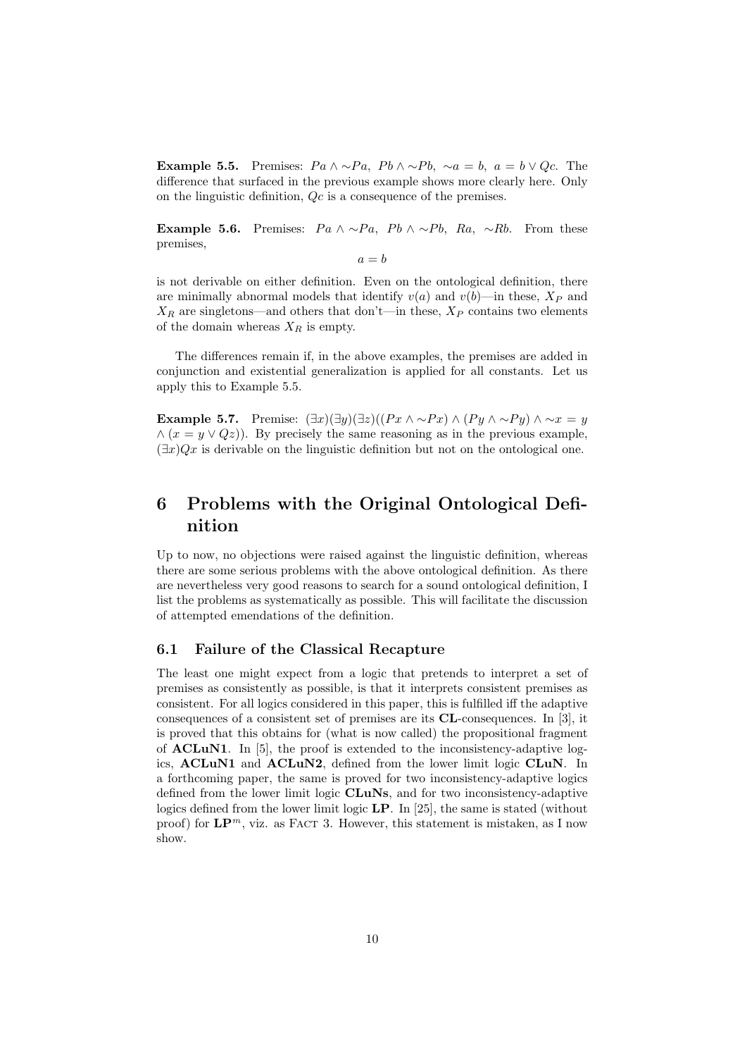**Example 5.5.** Premises: $Pa \wedge \sim Pa$, $Pb \wedge \sim Pb$, $\sim a = b$, $a = b \vee Qc$. The difference that surfaced in the previous example shows more clearly here. Only on the linguistic definition, $Qc$ is a consequence of the premises.

**Example 5.6.** Premises: $Pa \wedge \sim Pa$, $Pb \wedge \sim Pb$, $Ra$, $\sim Rb$. From these premises,

$$a = b$$

is not derivable on either definition. Even on the ontological definition, there are minimally abnormal models that identify $v(a)$ and $v(b)$—in these, $X_P$ and $X_R$ are singletons—and others that don't—in these, $X_P$ contains two elements of the domain whereas $X_R$ is empty.

The differences remain if, in the above examples, the premises are added in conjunction and existential generalization is applied for all constants. Let us apply this to Example 5.5.

**Example 5.7.** Premise: $(\exists x)(\exists y)(\exists z)((Px \wedge \sim Px) \wedge (Py \wedge \sim Py) \wedge \sim x = y \wedge (x = y \vee Qz))$. By precisely the same reasoning as in the previous example, $(\exists x)Qx$ is derivable on the linguistic definition but not on the ontological one.

# 6 Problems with the Original Ontological Definition

Up to now, no objections were raised against the linguistic definition, whereas there are some serious problems with the above ontological definition. As there are nevertheless very good reasons to search for a sound ontological definition, I list the problems as systematically as possible. This will facilitate the discussion of attempted emendations of the definition.

## 6.1 Failure of the Classical Recapture

The least one might expect from a logic that pretends to interpret a set of premises as consistently as possible, is that it interprets consistent premises as consistent. For all logics considered in this paper, this is fulfilled iff the adaptive consequences of a consistent set of premises are its **CL**-consequences. In [3], it is proved that this obtains for (what is now called) the propositional fragment of **ACLuN1**. In [5], the proof is extended to the inconsistency-adaptive logics, **ACLuN1** and **ACLuN2**, defined from the lower limit logic **CLuN**. In a forthcoming paper, the same is proved for two inconsistency-adaptive logics defined from the lower limit logic **CLuNs**, and for two inconsistency-adaptive logics defined from the lower limit logic **LP**. In [25], the same is stated (without proof) for $\mathbf{LP}^m$, viz. as FACT 3. However, this statement is mistaken, as I now show.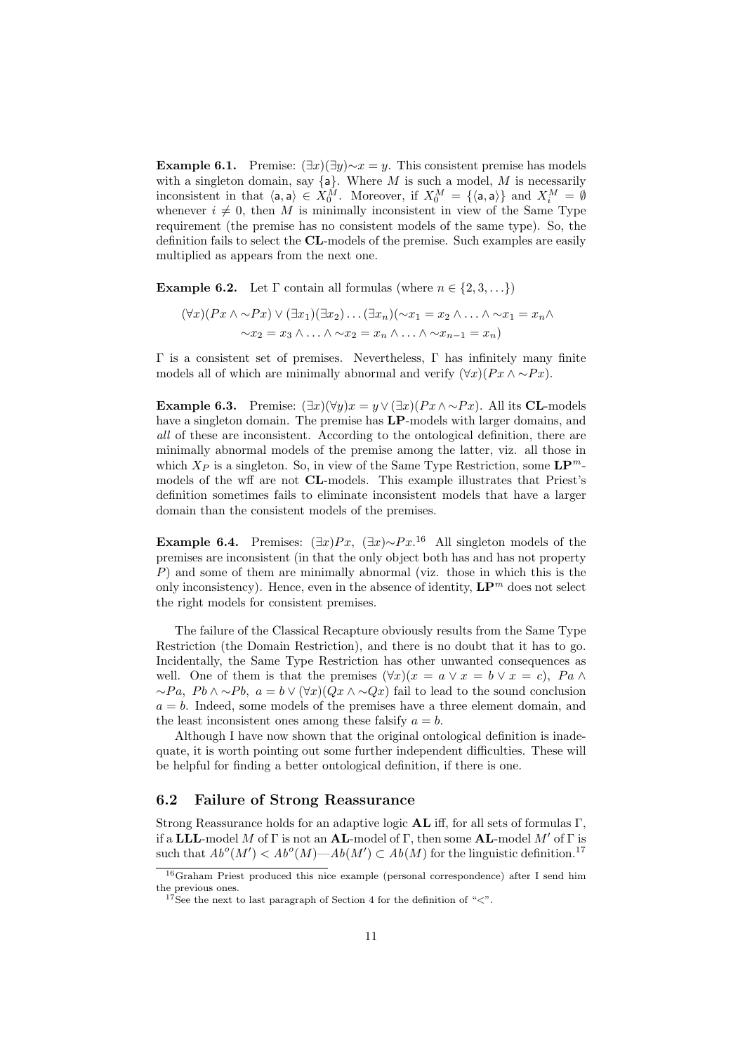**Example 6.1.** Premise: $(\exists x)(\exists y){\sim}x = y$. This consistent premise has models with a singleton domain, say $\{\mathsf{a}\}$. Where $M$ is such a model, $M$ is necessarily inconsistent in that $\langle \mathsf{a}, \mathsf{a}\rangle \in X_0^M$. Moreover, if $X_0^M = \{\langle \mathsf{a}, \mathsf{a}\rangle\}$ and $X_i^M = \emptyset$ whenever $i \neq 0$, then $M$ is minimally inconsistent in view of the Same Type requirement (the premise has no consistent models of the same type). So, the definition fails to select the **CL**-models of the premise. Such examples are easily multiplied as appears from the next one.

**Example 6.2.** Let $\Gamma$ contain all formulas (where $n \in \{2, 3, \ldots\}$)

$$(\forall x)(Px \wedge {\sim}Px) \vee (\exists x_1)(\exists x_2)\ldots(\exists x_n)({\sim}x_1 = x_2 \wedge \ldots \wedge {\sim}x_1 = x_n \wedge \\ {\sim}x_2 = x_3 \wedge \ldots \wedge {\sim}x_2 = x_n \wedge \ldots \wedge {\sim}x_{n-1} = x_n)$$

$\Gamma$ is a consistent set of premises. Nevertheless, $\Gamma$ has infinitely many finite models all of which are minimally abnormal and verify $(\forall x)(Px \wedge {\sim}Px)$.

**Example 6.3.** Premise: $(\exists x)(\forall y)x = y \vee (\exists x)(Px \wedge {\sim}Px)$. All its **CL**-models have a singleton domain. The premise has **LP**-models with larger domains, and *all* of these are inconsistent. According to the ontological definition, there are minimally abnormal models of the premise among the latter, viz. all those in which $X_P$ is a singleton. So, in view of the Same Type Restriction, some $\mathbf{LP}^m$-models of the wff are not **CL**-models. This example illustrates that Priest's definition sometimes fails to eliminate inconsistent models that have a larger domain than the consistent models of the premises.

**Example 6.4.** Premises: $(\exists x)Px$, $(\exists x){\sim}Px$.[16] All singleton models of the premises are inconsistent (in that the only object both has and has not property $P$) and some of them are minimally abnormal (viz. those in which this is the only inconsistency). Hence, even in the absence of identity, $\mathbf{LP}^m$ does not select the right models for consistent premises.

The failure of the Classical Recapture obviously results from the Same Type Restriction (the Domain Restriction), and there is no doubt that it has to go. Incidentally, the Same Type Restriction has other unwanted consequences as well. One of them is that the premises $(\forall x)(x = a \vee x = b \vee x = c)$, $Pa \wedge {\sim}Pa$, $Pb \wedge {\sim}Pb$, $a = b \vee (\forall x)(Qx \wedge {\sim}Qx)$ fail to lead to the sound conclusion $a = b$. Indeed, some models of the premises have a three element domain, and the least inconsistent ones among these falsify $a = b$.

Although I have now shown that the original ontological definition is inadequate, it is worth pointing out some further independent difficulties. These will be helpful for finding a better ontological definition, if there is one.

## 6.2 Failure of Strong Reassurance

Strong Reassurance holds for an adaptive logic **AL** iff, for all sets of formulas $\Gamma$, if a **LLL**-model $M$ of $\Gamma$ is not an **AL**-model of $\Gamma$, then some **AL**-model $M'$ of $\Gamma$ is such that $Ab^o(M') < Ab^o(M)$—$Ab(M') \subset Ab(M)$ for the linguistic definition.[17]

[16] Graham Priest produced this nice example (personal correspondence) after I send him the previous ones.

[17] See the next to last paragraph of Section 4 for the definition of "<".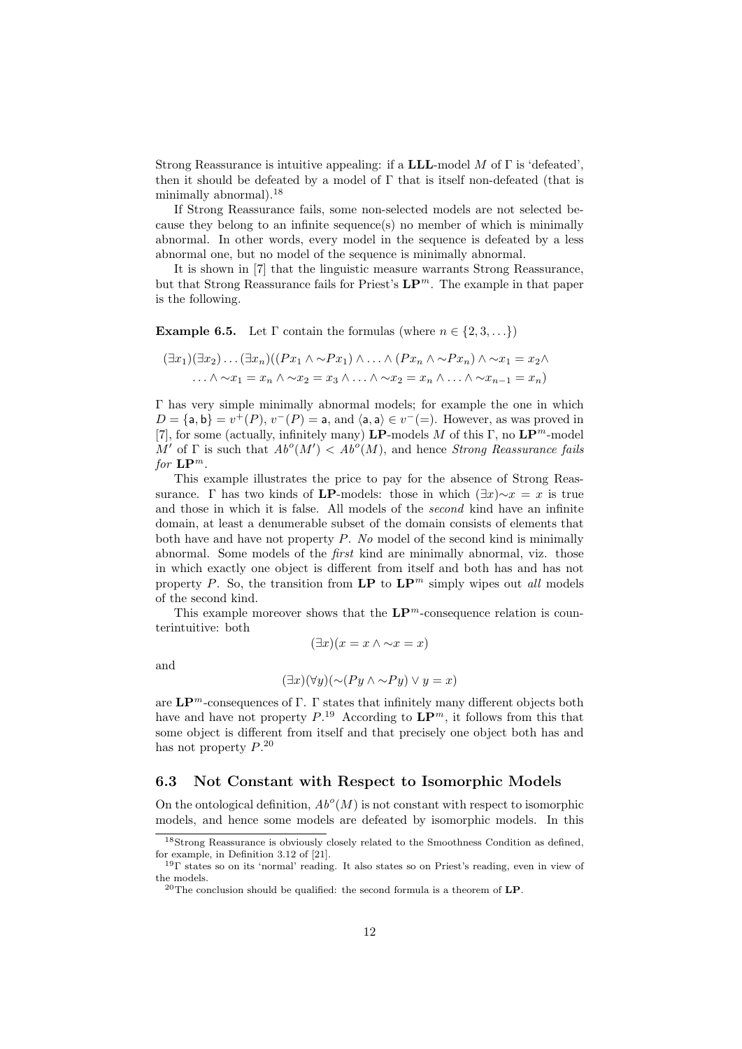Strong Reassurance is intuitive appealing: if a **LLL**-model $M$ of $\Gamma$ is 'defeated', then it should be defeated by a model of $\Gamma$ that is itself non-defeated (that is minimally abnormal).[18]

If Strong Reassurance fails, some non-selected models are not selected because they belong to an infinite sequence(s) no member of which is minimally abnormal. In other words, every model in the sequence is defeated by a less abnormal one, but no model of the sequence is minimally abnormal.

It is shown in [7] that the linguistic measure warrants Strong Reassurance, but that Strong Reassurance fails for Priest's $\mathbf{LP}^m$. The example in that paper is the following.

**Example 6.5.** Let $\Gamma$ contain the formulas (where $n \in \{2, 3, \ldots\}$)

$$(\exists x_1)(\exists x_2)\ldots(\exists x_n)((Px_1 \wedge {\sim}Px_1) \wedge \ldots \wedge (Px_n \wedge {\sim}Px_n) \wedge {\sim}x_1 = x_2 \wedge \\ \ldots \wedge {\sim}x_1 = x_n \wedge {\sim}x_2 = x_3 \wedge \ldots \wedge {\sim}x_2 = x_n \wedge \ldots \wedge {\sim}x_{n-1} = x_n)$$

$\Gamma$ has very simple minimally abnormal models; for example the one in which $D = \{\mathsf{a}, \mathsf{b}\} = v^+(P)$, $v^-(P) = \mathsf{a}$, and $\langle \mathsf{a}, \mathsf{a} \rangle \in v^-(=)$. However, as was proved in [7], for some (actually, infinitely many) **LP**-models $M$ of this $\Gamma$, no $\mathbf{LP}^m$-model $M'$ of $\Gamma$ is such that $Ab^o(M') < Ab^o(M)$, and hence *Strong Reassurance fails for* $\mathbf{LP}^m$.

This example illustrates the price to pay for the absence of Strong Reassurance. $\Gamma$ has two kinds of **LP**-models: those in which $(\exists x){\sim}x = x$ is true and those in which it is false. All models of the *second* kind have an infinite domain, at least a denumerable subset of the domain consists of elements that both have and have not property $P$. *No* model of the second kind is minimally abnormal. Some models of the *first* kind are minimally abnormal, viz. those in which exactly one object is different from itself and both has and has not property $P$. So, the transition from **LP** to $\mathbf{LP}^m$ simply wipes out *all* models of the second kind.

This example moreover shows that the $\mathbf{LP}^m$-consequence relation is counterintuitive: both

$$(\exists x)(x = x \wedge {\sim}x = x)$$

and

$$(\exists x)(\forall y)({\sim}(Py \wedge {\sim}Py) \vee y = x)$$

are $\mathbf{LP}^m$-consequences of $\Gamma$. $\Gamma$ states that infinitely many different objects both have and have not property $P$.[19] According to $\mathbf{LP}^m$, it follows from this that some object is different from itself and that precisely one object both has and has not property $P$.[20]

### 6.3 Not Constant with Respect to Isomorphic Models

On the ontological definition, $Ab^o(M)$ is not constant with respect to isomorphic models, and hence some models are defeated by isomorphic models. In this

[18] Strong Reassurance is obviously closely related to the Smoothness Condition as defined, for example, in Definition 3.12 of [21].

[19] $\Gamma$ states so on its 'normal' reading. It also states so on Priest's reading, even in view of the models.

[20] The conclusion should be qualified: the second formula is a theorem of **LP**.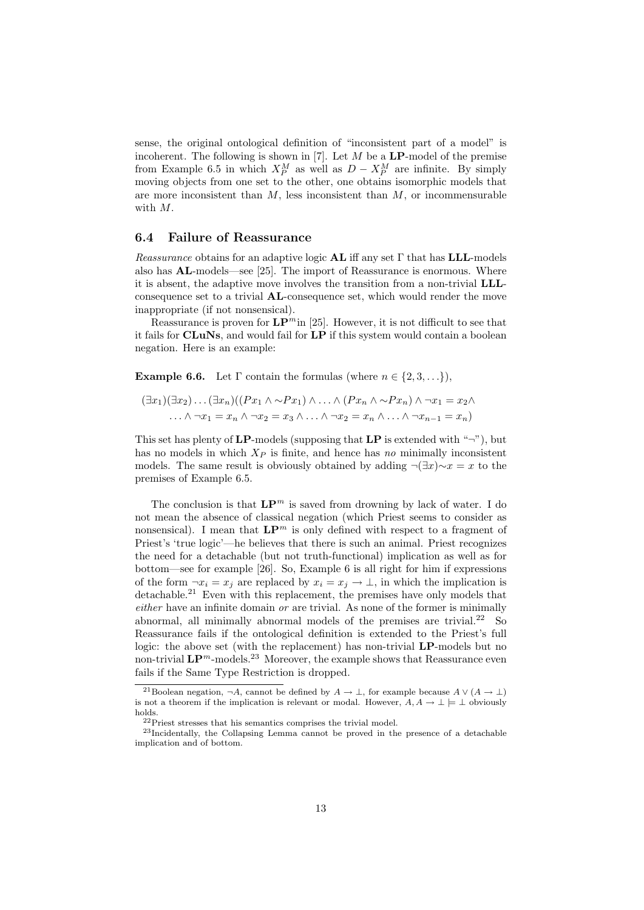sense, the original ontological definition of "inconsistent part of a model" is incoherent. The following is shown in [7]. Let $M$ be a **LP**-model of the premise from Example 6.5 in which $X_P^M$ as well as $D - X_P^M$ are infinite. By simply moving objects from one set to the other, one obtains isomorphic models that are more inconsistent than $M$, less inconsistent than $M$, or incommensurable with $M$.

### 6.4 Failure of Reassurance

*Reassurance* obtains for an adaptive logic **AL** iff any set $\Gamma$ that has **LLL**-models also has **AL**-models—see [25]. The import of Reassurance is enormous. Where it is absent, the adaptive move involves the transition from a non-trivial **LLL**-consequence set to a trivial **AL**-consequence set, which would render the move inappropriate (if not nonsensical).

Reassurance is proven for $\mathbf{LP}^m$ in [25]. However, it is not difficult to see that it fails for **CLuNs**, and would fail for **LP** if this system would contain a boolean negation. Here is an example:

**Example 6.6.** Let $\Gamma$ contain the formulas (where $n \in \{2, 3, \ldots\}$),

$$(\exists x_1)(\exists x_2)\ldots(\exists x_n)((Px_1 \wedge {\sim}Px_1) \wedge \ldots \wedge (Px_n \wedge {\sim}Px_n) \wedge \neg x_1 = x_2 \wedge \ldots \wedge \neg x_1 = x_n \wedge \neg x_2 = x_3 \wedge \ldots \wedge \neg x_2 = x_n \wedge \ldots \wedge \neg x_{n-1} = x_n)$$

This set has plenty of **LP**-models (supposing that **LP** is extended with "$\neg$"), but has no models in which $X_P$ is finite, and hence has *no* minimally inconsistent models. The same result is obviously obtained by adding $\neg(\exists x){\sim}x = x$ to the premises of Example 6.5.

The conclusion is that $\mathbf{LP}^m$ is saved from drowning by lack of water. I do not mean the absence of classical negation (which Priest seems to consider as nonsensical). I mean that $\mathbf{LP}^m$ is only defined with respect to a fragment of Priest's 'true logic'—he believes that there is such an animal. Priest recognizes the need for a detachable (but not truth-functional) implication as well as for bottom—see for example [26]. So, Example 6 is all right for him if expressions of the form $\neg x_i = x_j$ are replaced by $x_i = x_j \to \bot$, in which the implication is detachable.[21] Even with this replacement, the premises have only models that *either* have an infinite domain *or* are trivial. As none of the former is minimally abnormal, all minimally abnormal models of the premises are trivial.[22] So Reassurance fails if the ontological definition is extended to the Priest's full logic: the above set (with the replacement) has non-trivial **LP**-models but no non-trivial $\mathbf{LP}^m$-models.[23] Moreover, the example shows that Reassurance even fails if the Same Type Restriction is dropped.

---

[21] Boolean negation, $\neg A$, cannot be defined by $A \to \bot$, for example because $A \vee (A \to \bot)$ is not a theorem if the implication is relevant or modal. However, $A, A \to \bot \models \bot$ obviously holds.

[22] Priest stresses that his semantics comprises the trivial model.

[23] Incidentally, the Collapsing Lemma cannot be proved in the presence of a detachable implication and of bottom.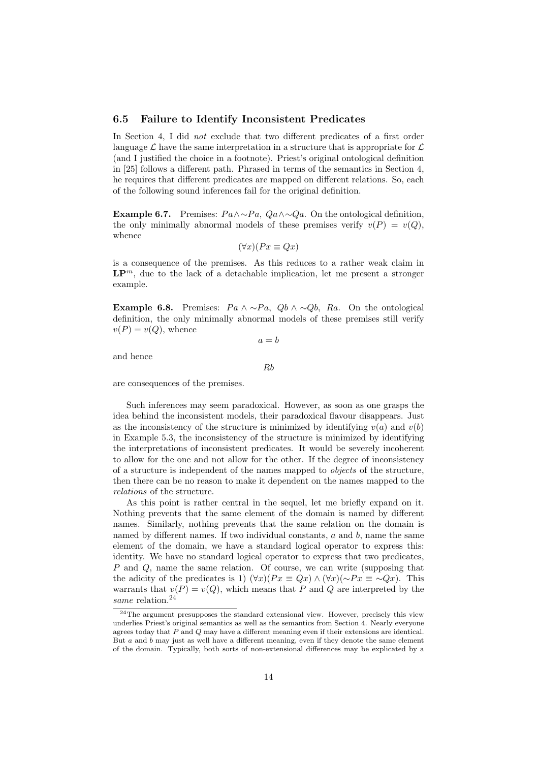### 6.5 Failure to Identify Inconsistent Predicates

In Section 4, I did *not* exclude that two different predicates of a first order language $\mathcal{L}$ have the same interpretation in a structure that is appropriate for $\mathcal{L}$ (and I justified the choice in a footnote). Priest's original ontological definition in [25] follows a different path. Phrased in terms of the semantics in Section 4, he requires that different predicates are mapped on different relations. So, each of the following sound inferences fail for the original definition.

**Example 6.7.** Premises: $Pa \wedge {\sim}Pa$, $Qa \wedge {\sim}Qa$. On the ontological definition, the only minimally abnormal models of these premises verify $v(P) = v(Q)$, whence

$$(\forall x)(Px \equiv Qx)$$

is a consequence of the premises. As this reduces to a rather weak claim in $\mathbf{LP}^m$, due to the lack of a detachable implication, let me present a stronger example.

**Example 6.8.** Premises: $Pa \wedge {\sim}Pa$, $Qb \wedge {\sim}Qb$, $Ra$. On the ontological definition, the only minimally abnormal models of these premises still verify $v(P) = v(Q)$, whence

$$a = b$$

and hence

$$Rb$$

are consequences of the premises.

Such inferences may seem paradoxical. However, as soon as one grasps the idea behind the inconsistent models, their paradoxical flavour disappears. Just as the inconsistency of the structure is minimized by identifying $v(a)$ and $v(b)$ in Example 5.3, the inconsistency of the structure is minimized by identifying the interpretations of inconsistent predicates. It would be severely incoherent to allow for the one and not allow for the other. If the degree of inconsistency of a structure is independent of the names mapped to *objects* of the structure, then there can be no reason to make it dependent on the names mapped to the *relations* of the structure.

As this point is rather central in the sequel, let me briefly expand on it. Nothing prevents that the same element of the domain is named by different names. Similarly, nothing prevents that the same relation on the domain is named by different names. If two individual constants, $a$ and $b$, name the same element of the domain, we have a standard logical operator to express this: identity. We have no standard logical operator to express that two predicates, $P$ and $Q$, name the same relation. Of course, we can write (supposing that the adicity of the predicates is 1) $(\forall x)(Px \equiv Qx) \wedge (\forall x)({\sim}Px \equiv {\sim}Qx)$. This warrants that $v(P) = v(Q)$, which means that $P$ and $Q$ are interpreted by the *same* relation.[24]

[24] The argument presupposes the standard extensional view. However, precisely this view underlies Priest's original semantics as well as the semantics from Section 4. Nearly everyone agrees today that $P$ and $Q$ may have a different meaning even if their extensions are identical. But $a$ and $b$ may just as well have a different meaning, even if they denote the same element of the domain. Typically, both sorts of non-extensional differences may be explicated by a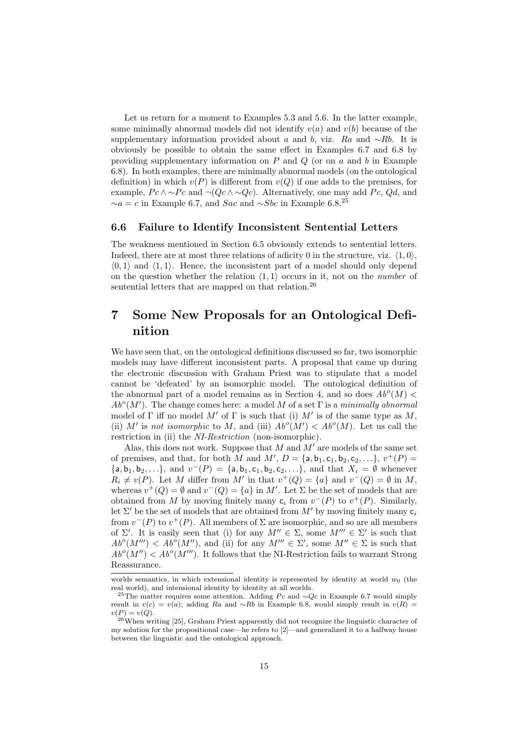Let us return for a moment to Examples 5.3 and 5.6. In the latter example, some minimally abnormal models did not identify $v(a)$ and $v(b)$ because of the supplementary information provided about $a$ and $b$, viz. $Ra$ and $\sim Rb$. It is obviously be possible to obtain the same effect in Examples 6.7 and 6.8 by providing supplementary information on $P$ and $Q$ (or on $a$ and $b$ in Example 6.8). In both examples, there are minimally abnormal models (on the ontological definition) in which $v(P)$ is different from $v(Q)$ if one adds to the premises, for example, $Pc \wedge \sim Pc$ and $\neg(Qc \wedge \sim Qc)$. Alternatively, one may add $Pc$, $Qd$, and $\sim a = c$ in Example 6.7, and $Sac$ and $\sim Sbc$ in Example 6.8.[25]

### 6.6 Failure to Identify Inconsistent Sentential Letters

The weakness mentioned in Section 6.5 obviously extends to sentential letters. Indeed, there are at most three relations of adicity 0 in the structure, viz. $\langle 1, 0\rangle$, $\langle 0, 1\rangle$ and $\langle 1, 1\rangle$. Hence, the inconsistent part of a model should only depend on the question whether the relation $\langle 1, 1\rangle$ occurs in it, not on the *number* of sentential letters that are mapped on that relation.[26]

## 7 Some New Proposals for an Ontological Definition

We have seen that, on the ontological definitions discussed so far, two isomorphic models may have different inconsistent parts. A proposal that came up during the electronic discussion with Graham Priest was to stipulate that a model cannot be 'defeated' by an isomorphic model. The ontological definition of the abnormal part of a model remains as in Section 4, and so does $Ab^o(M) < Ab^o(M')$. The change comes here: a model $M$ of a set $\Gamma$ is a *minimally abnormal* model of $\Gamma$ iff no model $M'$ of $\Gamma$ is such that (i) $M'$ is of the same type as $M$, (ii) $M'$ is *not isomorphic* to $M$, and (iii) $Ab^o(M') < Ab^o(M)$. Let us call the restriction in (ii) the *NI-Restriction* (non-isomorphic).

Alas, this does not work. Suppose that $M$ and $M'$ are models of the same set of premises, and that, for both $M$ and $M'$, $D = \{\mathsf{a}, \mathsf{b}_1, \mathsf{c}_1, \mathsf{b}_2, \mathsf{c}_2, \ldots\}$, $v^+(P) = \{\mathsf{a}, \mathsf{b}_1, \mathsf{b}_2, \ldots\}$, and $v^-(P) = \{\mathsf{a}, \mathsf{b}_1, \mathsf{c}_1, \mathsf{b}_2, \mathsf{c}_2, \ldots\}$, and that $X_i = \emptyset$ whenever $R_i \neq v(P)$. Let $M$ differ from $M'$ in that $v^+(Q) = \{a\}$ and $v^-(Q) = \emptyset$ in $M$, whereas $v^+(Q) = \emptyset$ and $v^-(Q) = \{a\}$ in $M'$. Let $\Sigma$ be the set of models that are obtained from $M$ by moving finitely many $\mathsf{c}_i$ from $v^-(P)$ to $v^+(P)$. Similarly, let $\Sigma'$ be the set of models that are obtained from $M'$ by moving finitely many $\mathsf{c}_i$ from $v^-(P)$ to $v^+(P)$. All members of $\Sigma$ are isomorphic, and so are all members of $\Sigma'$. It is easily seen that (i) for any $M'' \in \Sigma$, some $M''' \in \Sigma'$ is such that $Ab^o(M''') < Ab^o(M'')$, and (ii) for any $M''' \in \Sigma'$, some $M'' \in \Sigma$ is such that $Ab^o(M'') < Ab^o(M''')$. It follows that the NI-Restriction fails to warrant Strong Reassurance.

---

worlds semantics, in which extensional identity is represented by identity at world $w_0$ (the real world), and intensional identity by identity at all worlds.

[25] The matter requires some attention. Adding $Pc$ and $\sim Qc$ in Example 6.7 would simply result in $v(c) = v(a)$; adding $Ra$ and $\sim Rb$ in Example 6.8, would simply result in $v(R) = v(P) = v(Q)$.

[26] When writing [25], Graham Priest apparently did not recognize the linguistic character of my solution for the propositional case—he refers to [2]—and generalized it to a halfway house between the linguistic and the ontological approach.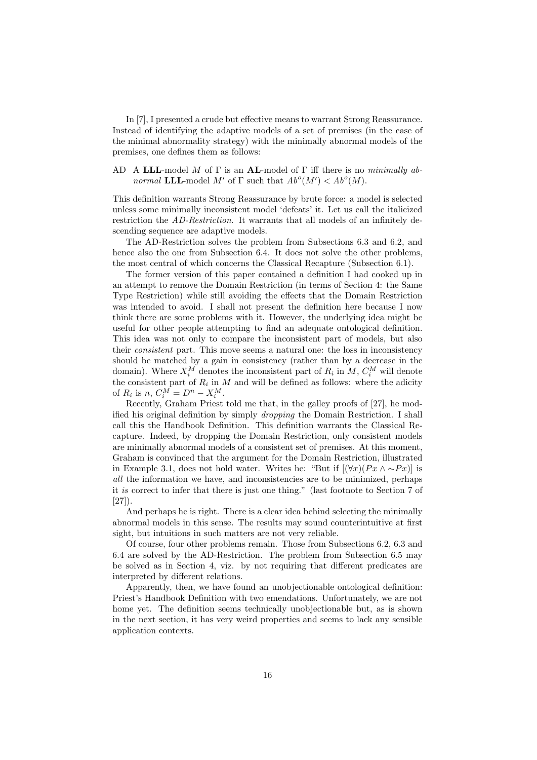In [7], I presented a crude but effective means to warrant Strong Reassurance. Instead of identifying the adaptive models of a set of premises (in the case of the minimal abnormality strategy) with the minimally abnormal models of the premises, one defines them as follows:

AD A **LLL**-model $M$ of $\Gamma$ is an **AL**-model of $\Gamma$ iff there is no *minimally abnormal* **LLL**-model $M'$ of $\Gamma$ such that $Ab^o(M') < Ab^o(M)$.

This definition warrants Strong Reassurance by brute force: a model is selected unless some minimally inconsistent model 'defeats' it. Let us call the italicized restriction the *AD-Restriction*. It warrants that all models of an infinitely descending sequence are adaptive models.

The AD-Restriction solves the problem from Subsections 6.3 and 6.2, and hence also the one from Subsection 6.4. It does not solve the other problems, the most central of which concerns the Classical Recapture (Subsection 6.1).

The former version of this paper contained a definition I had cooked up in an attempt to remove the Domain Restriction (in terms of Section 4: the Same Type Restriction) while still avoiding the effects that the Domain Restriction was intended to avoid. I shall not present the definition here because I now think there are some problems with it. However, the underlying idea might be useful for other people attempting to find an adequate ontological definition. This idea was not only to compare the inconsistent part of models, but also their *consistent* part. This move seems a natural one: the loss in inconsistency should be matched by a gain in consistency (rather than by a decrease in the domain). Where $X_i^M$ denotes the inconsistent part of $R_i$ in $M$, $C_i^M$ will denote the consistent part of $R_i$ in $M$ and will be defined as follows: where the adicity of $R_i$ is $n$, $C_i^M = D^n - X_i^M$.

Recently, Graham Priest told me that, in the galley proofs of [27], he modified his original definition by simply *dropping* the Domain Restriction. I shall call this the Handbook Definition. This definition warrants the Classical Recapture. Indeed, by dropping the Domain Restriction, only consistent models are minimally abnormal models of a consistent set of premises. At this moment, Graham is convinced that the argument for the Domain Restriction, illustrated in Example 3.1, does not hold water. Writes he: "But if $[(\forall x)(Px \wedge {\sim}Px)]$ is *all* the information we have, and inconsistencies are to be minimized, perhaps it *is* correct to infer that there is just one thing." (last footnote to Section 7 of [27]).

And perhaps he is right. There is a clear idea behind selecting the minimally abnormal models in this sense. The results may sound counterintuitive at first sight, but intuitions in such matters are not very reliable.

Of course, four other problems remain. Those from Subsections 6.2, 6.3 and 6.4 are solved by the AD-Restriction. The problem from Subsection 6.5 may be solved as in Section 4, viz. by not requiring that different predicates are interpreted by different relations.

Apparently, then, we have found an unobjectionable ontological definition: Priest's Handbook Definition with two emendations. Unfortunately, we are not home yet. The definition seems technically unobjectionable but, as is shown in the next section, it has very weird properties and seems to lack any sensible application contexts.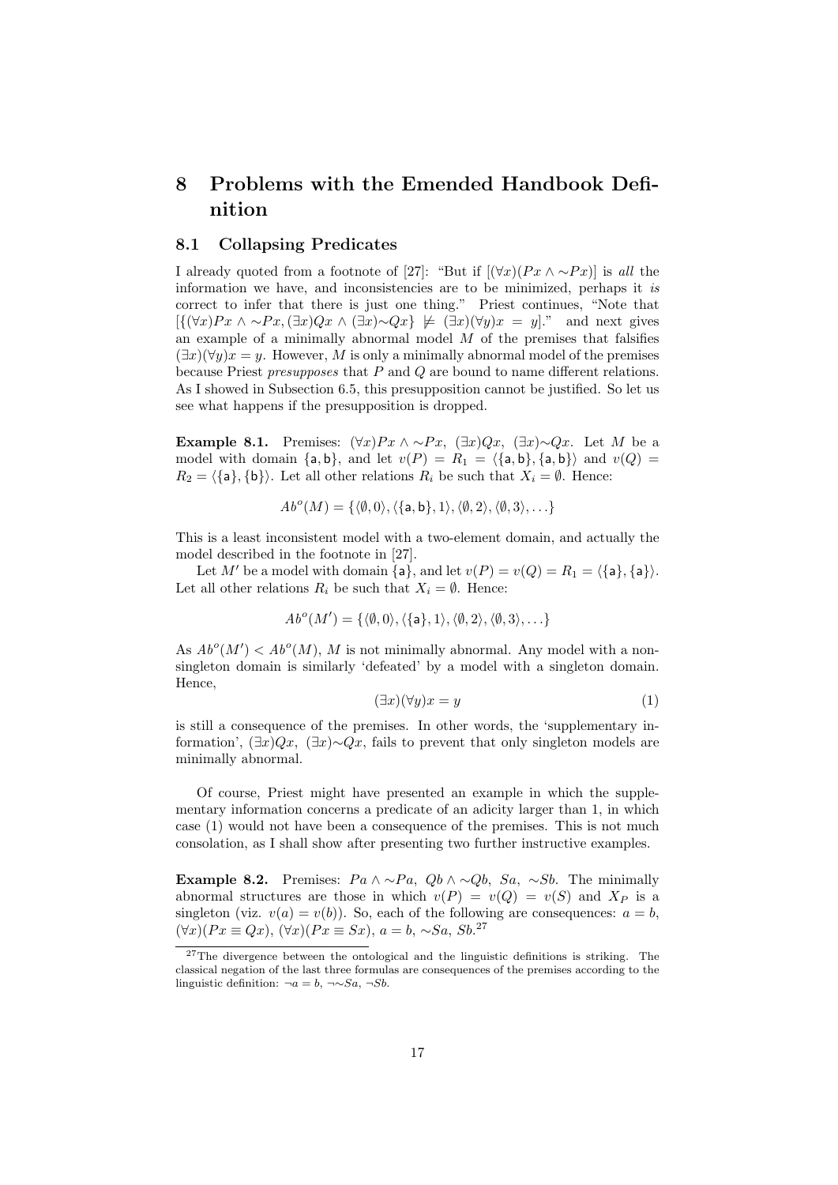## 8 Problems with the Emended Handbook Definition

### 8.1 Collapsing Predicates

I already quoted from a footnote of [27]: "But if $[(\forall x)(Px \wedge {\sim}Px)]$ is *all* the information we have, and inconsistencies are to be minimized, perhaps it *is* correct to infer that there is just one thing." Priest continues, "Note that $[\{(\forall x)Px \wedge {\sim}Px, (\exists x)Qx \wedge (\exists x){\sim}Qx\} \not\models (\exists x)(\forall y)x = y]$." and next gives an example of a minimally abnormal model $M$ of the premises that falsifies $(\exists x)(\forall y)x = y$. However, $M$ is only a minimally abnormal model of the premises because Priest *presupposes* that $P$ and $Q$ are bound to name different relations. As I showed in Subsection 6.5, this presupposition cannot be justified. So let us see what happens if the presupposition is dropped.

**Example 8.1.** Premises: $(\forall x)Px \wedge {\sim}Px$, $(\exists x)Qx$, $(\exists x){\sim}Qx$. Let $M$ be a model with domain $\{\mathsf{a}, \mathsf{b}\}$, and let $v(P) = R_1 = \langle\{\mathsf{a}, \mathsf{b}\}, \{\mathsf{a}, \mathsf{b}\}\rangle$ and $v(Q) = R_2 = \langle\{\mathsf{a}\}, \{\mathsf{b}\}\rangle$. Let all other relations $R_i$ be such that $X_i = \emptyset$. Hence:

$$Ab^o(M) = \{\langle\emptyset, 0\rangle, \langle\{\mathsf{a}, \mathsf{b}\}, 1\rangle, \langle\emptyset, 2\rangle, \langle\emptyset, 3\rangle, \ldots\}$$

This is a least inconsistent model with a two-element domain, and actually the model described in the footnote in [27].

Let $M'$ be a model with domain $\{\mathsf{a}\}$, and let $v(P) = v(Q) = R_1 = \langle\{\mathsf{a}\}, \{\mathsf{a}\}\rangle$. Let all other relations $R_i$ be such that $X_i = \emptyset$. Hence:

$$Ab^o(M') = \{\langle\emptyset, 0\rangle, \langle\{\mathsf{a}\}, 1\rangle, \langle\emptyset, 2\rangle, \langle\emptyset, 3\rangle, \ldots\}$$

As $Ab^o(M') < Ab^o(M)$, $M$ is not minimally abnormal. Any model with a non-singleton domain is similarly 'defeated' by a model with a singleton domain. Hence,

$$(\exists x)(\forall y)x = y \tag{1}$$

is still a consequence of the premises. In other words, the 'supplementary information', $(\exists x)Qx$, $(\exists x){\sim}Qx$, fails to prevent that only singleton models are minimally abnormal.

Of course, Priest might have presented an example in which the supplementary information concerns a predicate of an adicity larger than 1, in which case (1) would not have been a consequence of the premises. This is not much consolation, as I shall show after presenting two further instructive examples.

**Example 8.2.** Premises: $Pa \wedge {\sim}Pa$, $Qb \wedge {\sim}Qb$, $Sa$, ${\sim}Sb$. The minimally abnormal structures are those in which $v(P) = v(Q) = v(S)$ and $X_P$ is a singleton (viz. $v(a) = v(b)$). So, each of the following are consequences: $a = b$, $(\forall x)(Px \equiv Qx)$, $(\forall x)(Px \equiv Sx)$, $a = b$, ${\sim}Sa$, $Sb$.[27]

[27] The divergence between the ontological and the linguistic definitions is striking. The classical negation of the last three formulas are consequences of the premises according to the linguistic definition: $\neg a = b$, $\neg{\sim}Sa$, $\neg Sb$.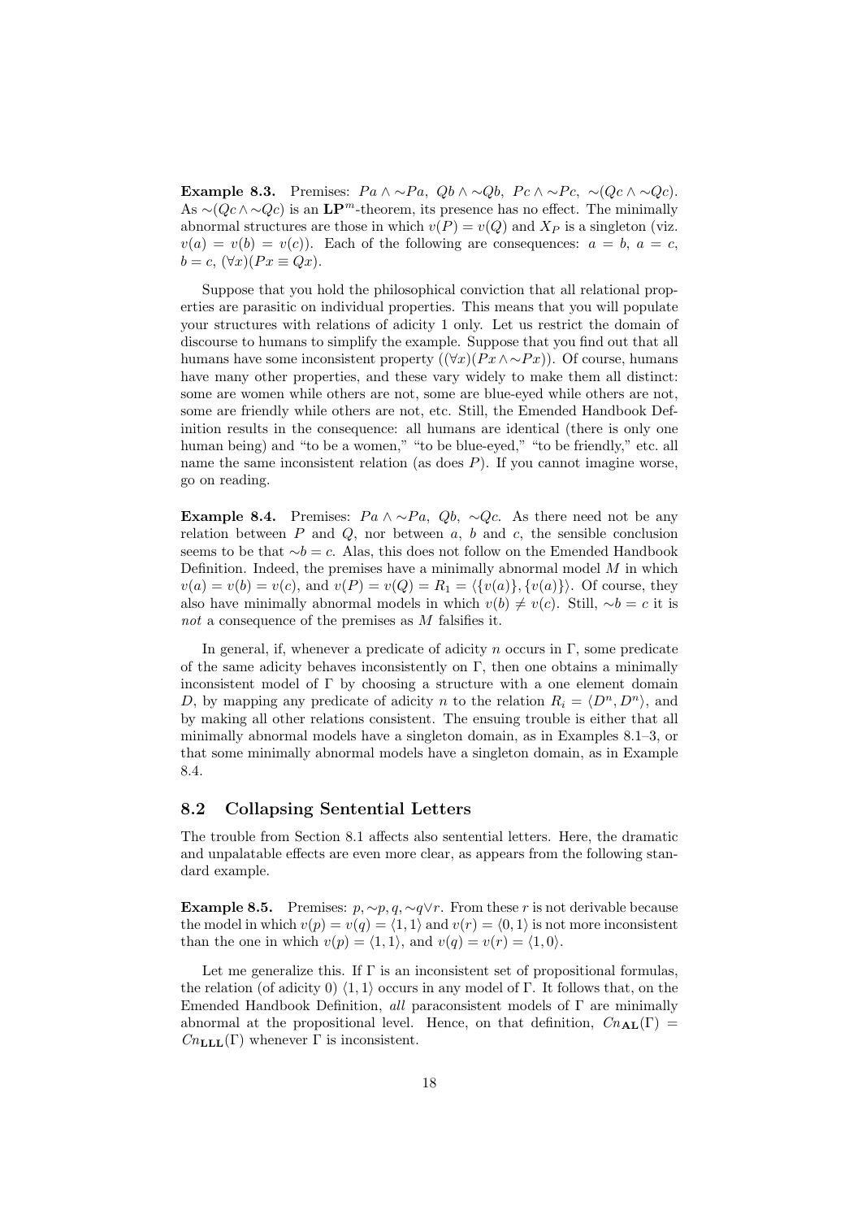**Example 8.3.** Premises: $Pa \wedge \sim Pa$, $Qb \wedge \sim Qb$, $Pc \wedge \sim Pc$, $\sim(Qc \wedge \sim Qc)$. As $\sim(Qc \wedge \sim Qc)$ is an $\mathbf{LP}^m$-theorem, its presence has no effect. The minimally abnormal structures are those in which $v(P) = v(Q)$ and $X_P$ is a singleton (viz. $v(a) = v(b) = v(c)$). Each of the following are consequences: $a = b$, $a = c$, $b = c$, $(\forall x)(Px \equiv Qx)$.

Suppose that you hold the philosophical conviction that all relational properties are parasitic on individual properties. This means that you will populate your structures with relations of adicity 1 only. Let us restrict the domain of discourse to humans to simplify the example. Suppose that you find out that all humans have some inconsistent property ($(\forall x)(Px \wedge \sim Px)$). Of course, humans have many other properties, and these vary widely to make them all distinct: some are women while others are not, some are blue-eyed while others are not, some are friendly while others are not, etc. Still, the Emended Handbook Definition results in the consequence: all humans are identical (there is only one human being) and "to be a women," "to be blue-eyed," "to be friendly," etc. all name the same inconsistent relation (as does $P$). If you cannot imagine worse, go on reading.

**Example 8.4.** Premises: $Pa \wedge \sim Pa$, $Qb$, $\sim Qc$. As there need not be any relation between $P$ and $Q$, nor between $a$, $b$ and $c$, the sensible conclusion seems to be that $\sim b = c$. Alas, this does not follow on the Emended Handbook Definition. Indeed, the premises have a minimally abnormal model $M$ in which $v(a) = v(b) = v(c)$, and $v(P) = v(Q) = R_1 = \langle \{v(a)\}, \{v(a)\} \rangle$. Of course, they also have minimally abnormal models in which $v(b) \neq v(c)$. Still, $\sim b = c$ it is *not* a consequence of the premises as $M$ falsifies it.

In general, if, whenever a predicate of adicity $n$ occurs in $\Gamma$, some predicate of the same adicity behaves inconsistently on $\Gamma$, then one obtains a minimally inconsistent model of $\Gamma$ by choosing a structure with a one element domain $D$, by mapping any predicate of adicity $n$ to the relation $R_i = \langle D^n, D^n \rangle$, and by making all other relations consistent. The ensuing trouble is either that all minimally abnormal models have a singleton domain, as in Examples 8.1–3, or that some minimally abnormal models have a singleton domain, as in Example 8.4.

## 8.2 Collapsing Sentential Letters

The trouble from Section 8.1 affects also sentential letters. Here, the dramatic and unpalatable effects are even more clear, as appears from the following standard example.

**Example 8.5.** Premises: $p, \sim p, q, \sim q \vee r$. From these $r$ is not derivable because the model in which $v(p) = v(q) = \langle 1, 1 \rangle$ and $v(r) = \langle 0, 1 \rangle$ is not more inconsistent than the one in which $v(p) = \langle 1, 1 \rangle$, and $v(q) = v(r) = \langle 1, 0 \rangle$.

Let me generalize this. If $\Gamma$ is an inconsistent set of propositional formulas, the relation (of adicity 0) $\langle 1, 1 \rangle$ occurs in any model of $\Gamma$. It follows that, on the Emended Handbook Definition, *all* paraconsistent models of $\Gamma$ are minimally abnormal at the propositional level. Hence, on that definition, $Cn_{\mathbf{AL}}(\Gamma) = Cn_{\mathbf{LLL}}(\Gamma)$ whenever $\Gamma$ is inconsistent.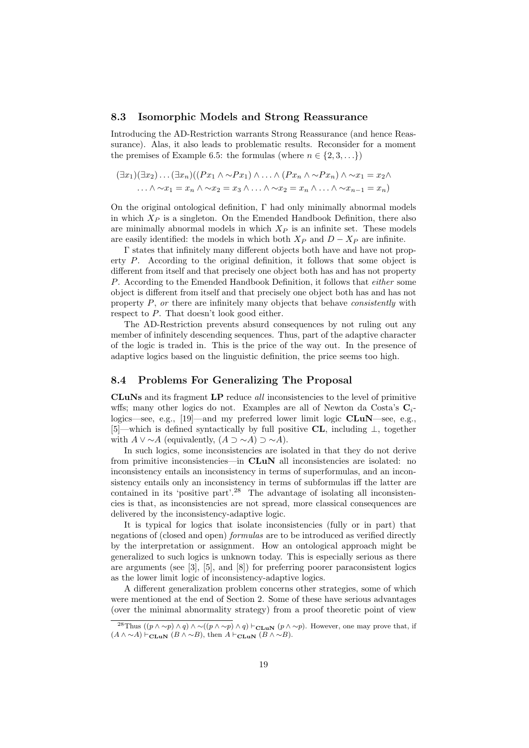### 8.3 Isomorphic Models and Strong Reassurance

Introducing the AD-Restriction warrants Strong Reassurance (and hence Reassurance). Alas, it also leads to problematic results. Reconsider for a moment the premises of Example 6.5: the formulas (where $n \in \{2, 3, \ldots\}$)

$$(\exists x_1)(\exists x_2)\ldots(\exists x_n)((Px_1 \wedge {\sim}Px_1) \wedge \ldots \wedge (Px_n \wedge {\sim}Px_n) \wedge {\sim}x_1 = x_2 \wedge \\ \ldots \wedge {\sim}x_1 = x_n \wedge {\sim}x_2 = x_3 \wedge \ldots \wedge {\sim}x_2 = x_n \wedge \ldots \wedge {\sim}x_{n-1} = x_n)$$

On the original ontological definition, $\Gamma$ had only minimally abnormal models in which $X_P$ is a singleton. On the Emended Handbook Definition, there also are minimally abnormal models in which $X_P$ is an infinite set. These models are easily identified: the models in which both $X_P$ and $D - X_P$ are infinite.

$\Gamma$ states that infinitely many different objects both have and have not property $P$. According to the original definition, it follows that some object is different from itself and that precisely one object both has and has not property $P$. According to the Emended Handbook Definition, it follows that *either* some object is different from itself and that precisely one object both has and has not property $P$, *or* there are infinitely many objects that behave *consistently* with respect to $P$. That doesn't look good either.

The AD-Restriction prevents absurd consequences by not ruling out any member of infinitely descending sequences. Thus, part of the adaptive character of the logic is traded in. This is the price of the way out. In the presence of adaptive logics based on the linguistic definition, the price seems too high.

### 8.4 Problems For Generalizing The Proposal

**CLuNs** and its fragment **LP** reduce *all* inconsistencies to the level of primitive wffs; many other logics do not. Examples are all of Newton da Costa's $\mathbf{C}_i$-logics—see, e.g., [19]—and my preferred lower limit logic **CLuN**—see, e.g., [5]—which is defined syntactically by full positive **CL**, including $\bot$, together with $A \vee {\sim}A$ (equivalently, $(A \supset {\sim}A) \supset {\sim}A$).

In such logics, some inconsistencies are isolated in that they do not derive from primitive inconsistencies—in **CLuN** all inconsistencies are isolated: no inconsistency entails an inconsistency in terms of superformulas, and an inconsistency entails only an inconsistency in terms of subformulas iff the latter are contained in its 'positive part'.[28] The advantage of isolating all inconsistencies is that, as inconsistencies are not spread, more classical consequences are delivered by the inconsistency-adaptive logic.

It is typical for logics that isolate inconsistencies (fully or in part) that negations of (closed and open) *formulas* are to be introduced as verified directly by the interpretation or assignment. How an ontological approach might be generalized to such logics is unknown today. This is especially serious as there are arguments (see [3], [5], and [8]) for preferring poorer paraconsistent logics as the lower limit logic of inconsistency-adaptive logics.

A different generalization problem concerns other strategies, some of which were mentioned at the end of Section 2. Some of these have serious advantages (over the minimal abnormality strategy) from a proof theoretic point of view

[28] Thus $((p \wedge {\sim}p) \wedge q) \wedge {\sim}((p \wedge {\sim}p) \wedge q) \vdash_{\mathbf{CLuN}} (p \wedge {\sim}p)$. However, one may prove that, if $(A \wedge {\sim}A) \vdash_{\mathbf{CLuN}} (B \wedge {\sim}B)$, then $A \vdash_{\mathbf{CLuN}} (B \wedge {\sim}B)$.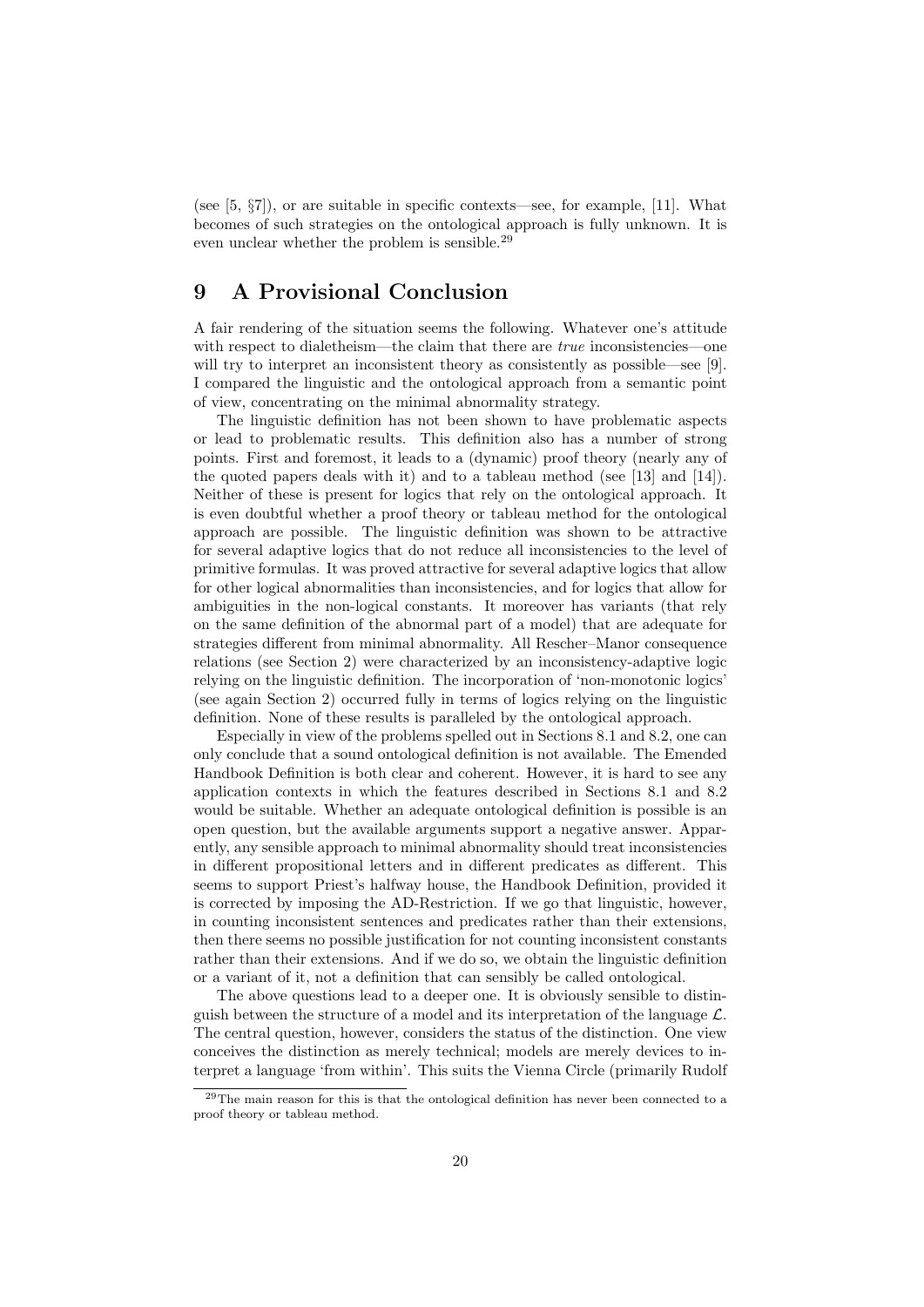(see [5, §7]), or are suitable in specific contexts—see, for example, [11]. What becomes of such strategies on the ontological approach is fully unknown. It is even unclear whether the problem is sensible.[29]

# 9 A Provisional Conclusion

A fair rendering of the situation seems the following. Whatever one's attitude with respect to dialetheism—the claim that there are *true* inconsistencies—one will try to interpret an inconsistent theory as consistently as possible—see [9]. I compared the linguistic and the ontological approach from a semantic point of view, concentrating on the minimal abnormality strategy.

The linguistic definition has not been shown to have problematic aspects or lead to problematic results. This definition also has a number of strong points. First and foremost, it leads to a (dynamic) proof theory (nearly any of the quoted papers deals with it) and to a tableau method (see [13] and [14]). Neither of these is present for logics that rely on the ontological approach. It is even doubtful whether a proof theory or tableau method for the ontological approach are possible. The linguistic definition was shown to be attractive for several adaptive logics that do not reduce all inconsistencies to the level of primitive formulas. It was proved attractive for several adaptive logics that allow for other logical abnormalities than inconsistencies, and for logics that allow for ambiguities in the non-logical constants. It moreover has variants (that rely on the same definition of the abnormal part of a model) that are adequate for strategies different from minimal abnormality. All Rescher–Manor consequence relations (see Section 2) were characterized by an inconsistency-adaptive logic relying on the linguistic definition. The incorporation of 'non-monotonic logics' (see again Section 2) occurred fully in terms of logics relying on the linguistic definition. None of these results is paralleled by the ontological approach.

Especially in view of the problems spelled out in Sections 8.1 and 8.2, one can only conclude that a sound ontological definition is not available. The Emended Handbook Definition is both clear and coherent. However, it is hard to see any application contexts in which the features described in Sections 8.1 and 8.2 would be suitable. Whether an adequate ontological definition is possible is an open question, but the available arguments support a negative answer. Apparently, any sensible approach to minimal abnormality should treat inconsistencies in different propositional letters and in different predicates as different. This seems to support Priest's halfway house, the Handbook Definition, provided it is corrected by imposing the AD-Restriction. If we go that linguistic, however, in counting inconsistent sentences and predicates rather than their extensions, then there seems no possible justification for not counting inconsistent constants rather than their extensions. And if we do so, we obtain the linguistic definition or a variant of it, not a definition that can sensibly be called ontological.

The above questions lead to a deeper one. It is obviously sensible to distinguish between the structure of a model and its interpretation of the language $\mathcal{L}$. The central question, however, considers the status of the distinction. One view conceives the distinction as merely technical; models are merely devices to interpret a language 'from within'. This suits the Vienna Circle (primarily Rudolf

[29] The main reason for this is that the ontological definition has never been connected to a proof theory or tableau method.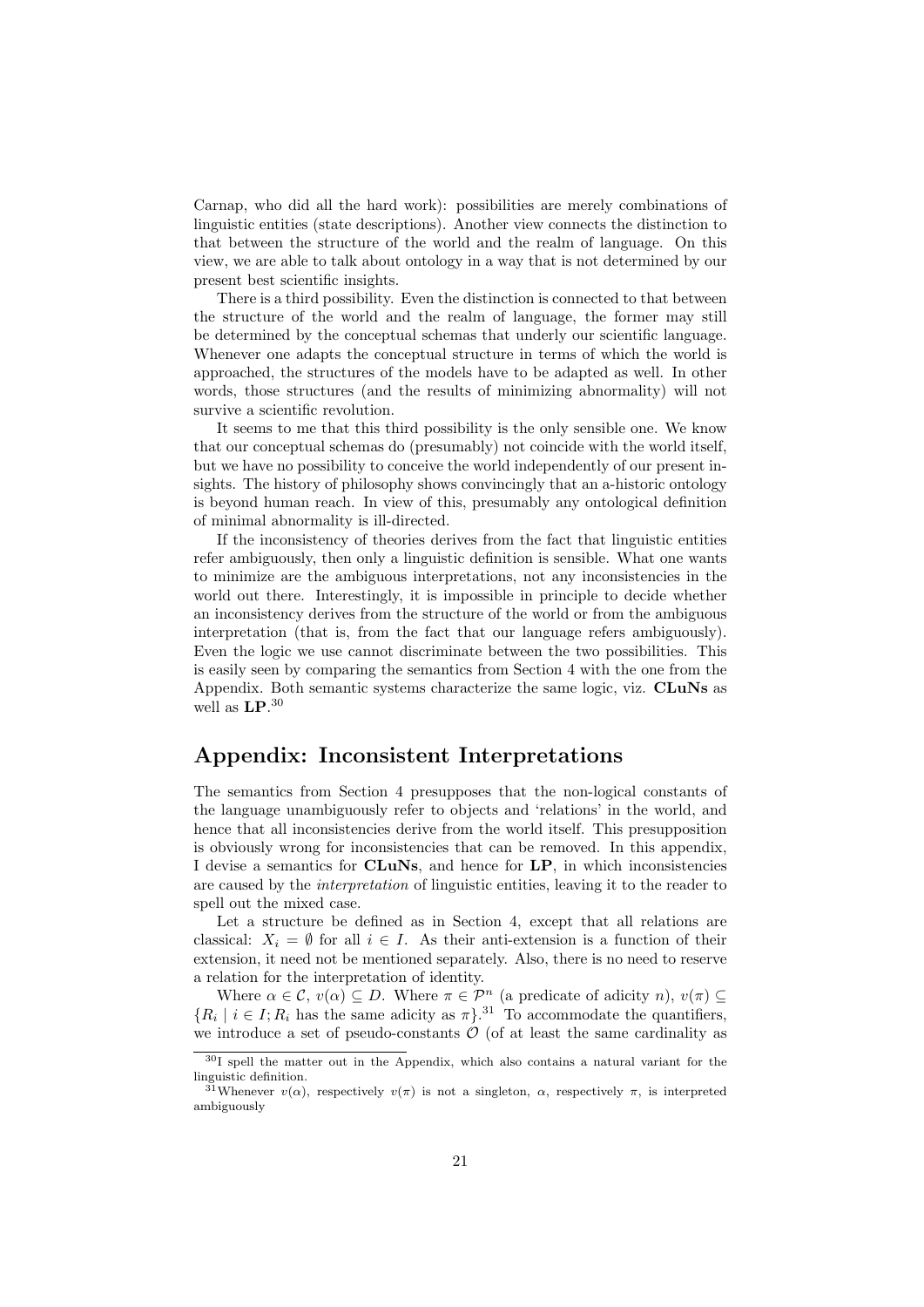Carnap, who did all the hard work): possibilities are merely combinations of linguistic entities (state descriptions). Another view connects the distinction to that between the structure of the world and the realm of language. On this view, we are able to talk about ontology in a way that is not determined by our present best scientific insights.

There is a third possibility. Even the distinction is connected to that between the structure of the world and the realm of language, the former may still be determined by the conceptual schemas that underly our scientific language. Whenever one adapts the conceptual structure in terms of which the world is approached, the structures of the models have to be adapted as well. In other words, those structures (and the results of minimizing abnormality) will not survive a scientific revolution.

It seems to me that this third possibility is the only sensible one. We know that our conceptual schemas do (presumably) not coincide with the world itself, but we have no possibility to conceive the world independently of our present insights. The history of philosophy shows convincingly that an a-historic ontology is beyond human reach. In view of this, presumably any ontological definition of minimal abnormality is ill-directed.

If the inconsistency of theories derives from the fact that linguistic entities refer ambiguously, then only a linguistic definition is sensible. What one wants to minimize are the ambiguous interpretations, not any inconsistencies in the world out there. Interestingly, it is impossible in principle to decide whether an inconsistency derives from the structure of the world or from the ambiguous interpretation (that is, from the fact that our language refers ambiguously). Even the logic we use cannot discriminate between the two possibilities. This is easily seen by comparing the semantics from Section 4 with the one from the Appendix. Both semantic systems characterize the same logic, viz. **CLuNs** as well as **LP**.[30]

## Appendix: Inconsistent Interpretations

The semantics from Section 4 presupposes that the non-logical constants of the language unambiguously refer to objects and 'relations' in the world, and hence that all inconsistencies derive from the world itself. This presupposition is obviously wrong for inconsistencies that can be removed. In this appendix, I devise a semantics for **CLuNs**, and hence for **LP**, in which inconsistencies are caused by the *interpretation* of linguistic entities, leaving it to the reader to spell out the mixed case.

Let a structure be defined as in Section 4, except that all relations are classical: $X_i = \emptyset$ for all $i \in I$. As their anti-extension is a function of their extension, it need not be mentioned separately. Also, there is no need to reserve a relation for the interpretation of identity.

Where $\alpha \in \mathcal{C}$, $v(\alpha) \subseteq D$. Where $\pi \in \mathcal{P}^n$ (a predicate of adicity $n$), $v(\pi) \subseteq \{R_i \mid i \in I; R_i \text{ has the same adicity as } \pi\}$.[31] To accommodate the quantifiers, we introduce a set of pseudo-constants $\mathcal{O}$ (of at least the same cardinality as

[30] I spell the matter out in the Appendix, which also contains a natural variant for the linguistic definition.

[31] Whenever $v(\alpha)$, respectively $v(\pi)$ is not a singleton, $\alpha$, respectively $\pi$, is interpreted ambiguously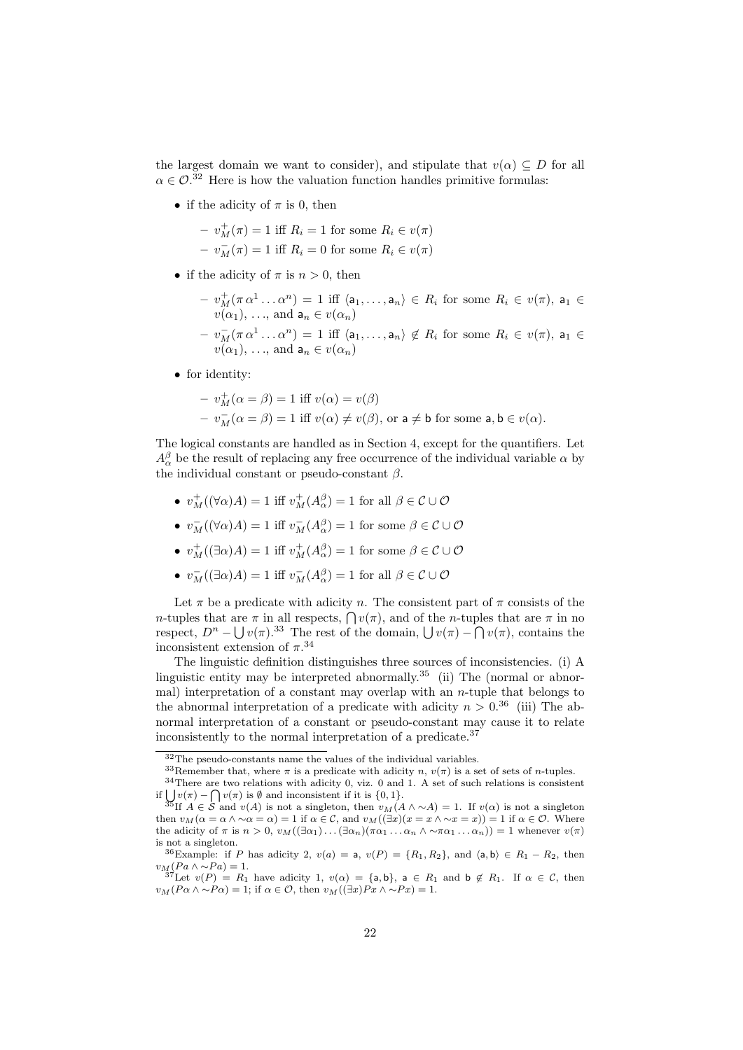the largest domain we want to consider), and stipulate that $v(\alpha) \subseteq D$ for all $\alpha \in \mathcal{O}$.[32] Here is how the valuation function handles primitive formulas:

- if the adicity of $\pi$ is 0, then
  - $v^+_M(\pi) = 1$ iff $R_i = 1$ for some $R_i \in v(\pi)$
  - $v^-_M(\pi) = 1$ iff $R_i = 0$ for some $R_i \in v(\pi)$
- if the adicity of $\pi$ is $n > 0$, then
  - $v^+_M(\pi\,\alpha^1 \dots \alpha^n) = 1$ iff $\langle \mathsf{a}_1, \dots, \mathsf{a}_n \rangle \in R_i$ for some $R_i \in v(\pi)$, $\mathsf{a}_1 \in v(\alpha_1)$, …, and $\mathsf{a}_n \in v(\alpha_n)$
  - $v^-_M(\pi\,\alpha^1 \dots \alpha^n) = 1$ iff $\langle \mathsf{a}_1, \dots, \mathsf{a}_n \rangle \notin R_i$ for some $R_i \in v(\pi)$, $\mathsf{a}_1 \in v(\alpha_1)$, …, and $\mathsf{a}_n \in v(\alpha_n)$
- for identity:
  - $v^+_M(\alpha = \beta) = 1$ iff $v(\alpha) = v(\beta)$
  - $v^-_M(\alpha = \beta) = 1$ iff $v(\alpha) \neq v(\beta)$, or $\mathsf{a} \neq \mathsf{b}$ for some $\mathsf{a}, \mathsf{b} \in v(\alpha)$.

The logical constants are handled as in Section 4, except for the quantifiers. Let $A^\beta_\alpha$ be the result of replacing any free occurrence of the individual variable $\alpha$ by the individual constant or pseudo-constant $\beta$.

- $v^+_M((\forall\alpha)A) = 1$ iff $v^+_M(A^\beta_\alpha) = 1$ for all $\beta \in \mathcal{C} \cup \mathcal{O}$
- $v^-_M((\forall\alpha)A) = 1$ iff $v^-_M(A^\beta_\alpha) = 1$ for some $\beta \in \mathcal{C} \cup \mathcal{O}$
- $v^+_M((\exists\alpha)A) = 1$ iff $v^+_M(A^\beta_\alpha) = 1$ for some $\beta \in \mathcal{C} \cup \mathcal{O}$
- $v^-_M((\exists\alpha)A) = 1$ iff $v^-_M(A^\beta_\alpha) = 1$ for all $\beta \in \mathcal{C} \cup \mathcal{O}$

Let $\pi$ be a predicate with adicity $n$. The consistent part of $\pi$ consists of the $n$-tuples that are $\pi$ in all respects, $\bigcap v(\pi)$, and of the $n$-tuples that are $\pi$ in no respect, $D^n - \bigcup v(\pi)$.[33] The rest of the domain, $\bigcup v(\pi) - \bigcap v(\pi)$, contains the inconsistent extension of $\pi$.[34]

The linguistic definition distinguishes three sources of inconsistencies. (i) A linguistic entity may be interpreted abnormally.[35] (ii) The (normal or abnormal) interpretation of a constant may overlap with an $n$-tuple that belongs to the abnormal interpretation of a predicate with adicity $n > 0$.[36] (iii) The abnormal interpretation of a constant or pseudo-constant may cause it to relate inconsistently to the normal interpretation of a predicate.[37]

---

[32] The pseudo-constants name the values of the individual variables.

[33] Remember that, where $\pi$ is a predicate with adicity $n$, $v(\pi)$ is a set of sets of $n$-tuples.

[34] There are two relations with adicity 0, viz. 0 and 1. A set of such relations is consistent if $\bigcup v(\pi) - \bigcap v(\pi)$ is $\emptyset$ and inconsistent if it is $\{0, 1\}$.

[35] If $A \in \mathcal{S}$ and $v(A)$ is not a singleton, then $v_M(A \wedge {\sim}A) = 1$. If $v(\alpha)$ is not a singleton then $v_M(\alpha = \alpha \wedge {\sim}\alpha = \alpha) = 1$ if $\alpha \in \mathcal{C}$, and $v_M((\exists x)(x = x \wedge {\sim}x = x)) = 1$ if $\alpha \in \mathcal{O}$. Where the adicity of $\pi$ is $n > 0$, $v_M((\exists\alpha_1)\dots(\exists\alpha_n)(\pi\alpha_1 \dots \alpha_n \wedge {\sim}\pi\alpha_1 \dots \alpha_n)) = 1$ whenever $v(\pi)$ is not a singleton.

[36] Example: if $P$ has adicity 2, $v(a) = \mathsf{a}$, $v(P) = \{R_1, R_2\}$, and $\langle \mathsf{a}, \mathsf{b} \rangle \in R_1 - R_2$, then $v_M(Pa \wedge {\sim}Pa) = 1$.

[37] Let $v(P) = R_1$ have adicity 1, $v(\alpha) = \{\mathsf{a}, \mathsf{b}\}$, $\mathsf{a} \in R_1$ and $\mathsf{b} \notin R_1$. If $\alpha \in \mathcal{C}$, then $v_M(P\alpha \wedge {\sim}P\alpha) = 1$; if $\alpha \in \mathcal{O}$, then $v_M((\exists x)Px \wedge {\sim}Px) = 1$.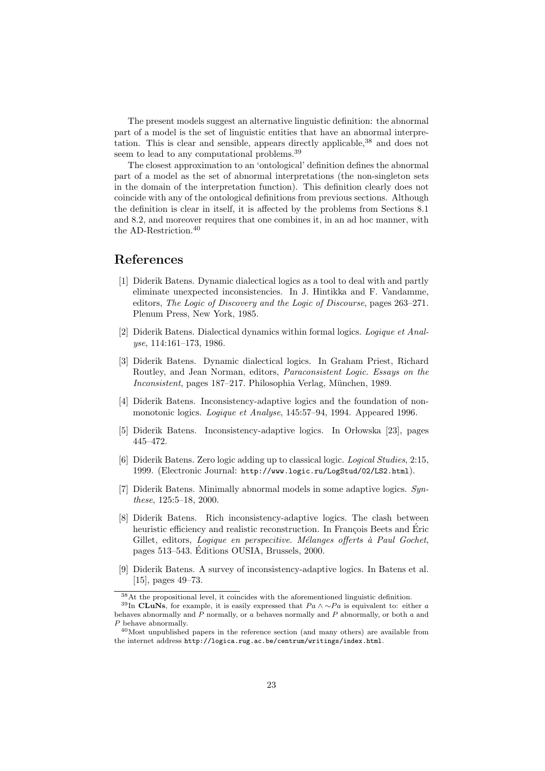The present models suggest an alternative linguistic definition: the abnormal part of a model is the set of linguistic entities that have an abnormal interpretation. This is clear and sensible, appears directly applicable,[38] and does not seem to lead to any computational problems.[39]

The closest approximation to an 'ontological' definition defines the abnormal part of a model as the set of abnormal interpretations (the non-singleton sets in the domain of the interpretation function). This definition clearly does not coincide with any of the ontological definitions from previous sections. Although the definition is clear in itself, it is affected by the problems from Sections 8.1 and 8.2, and moreover requires that one combines it, in an ad hoc manner, with the AD-Restriction.[40]

## References

[1] Diderik Batens. Dynamic dialectical logics as a tool to deal with and partly eliminate unexpected inconsistencies. In J. Hintikka and F. Vandamme, editors, *The Logic of Discovery and the Logic of Discourse*, pages 263–271. Plenum Press, New York, 1985.

[2] Diderik Batens. Dialectical dynamics within formal logics. *Logique et Analyse*, 114:161–173, 1986.

[3] Diderik Batens. Dynamic dialectical logics. In Graham Priest, Richard Routley, and Jean Norman, editors, *Paraconsistent Logic. Essays on the Inconsistent*, pages 187–217. Philosophia Verlag, München, 1989.

[4] Diderik Batens. Inconsistency-adaptive logics and the foundation of non-monotonic logics. *Logique et Analyse*, 145:57–94, 1994. Appeared 1996.

[5] Diderik Batens. Inconsistency-adaptive logics. In Orłowska [23], pages 445–472.

[6] Diderik Batens. Zero logic adding up to classical logic. *Logical Studies*, 2:15, 1999. (Electronic Journal: `http://www.logic.ru/LogStud/02/LS2.html`).

[7] Diderik Batens. Minimally abnormal models in some adaptive logics. *Synthese*, 125:5–18, 2000.

[8] Diderik Batens. Rich inconsistency-adaptive logics. The clash between heuristic efficiency and realistic reconstruction. In François Beets and Éric Gillet, editors, *Logique en perspecitive. Mélanges offerts à Paul Gochet*, pages 513–543. Éditions OUSIA, Brussels, 2000.

[9] Diderik Batens. A survey of inconsistency-adaptive logics. In Batens et al. [15], pages 49–73.

---

[38] At the propositional level, it coincides with the aforementioned linguistic definition.

[39] In **CLuNs**, for example, it is easily expressed that $Pa \wedge {\sim}Pa$ is equivalent to: either $a$ behaves abnormally and $P$ normally, or $a$ behaves normally and $P$ abnormally, or both $a$ and $P$ behave abnormally.

[40] Most unpublished papers in the reference section (and many others) are available from the internet address `http://logica.rug.ac.be/centrum/writings/index.html`.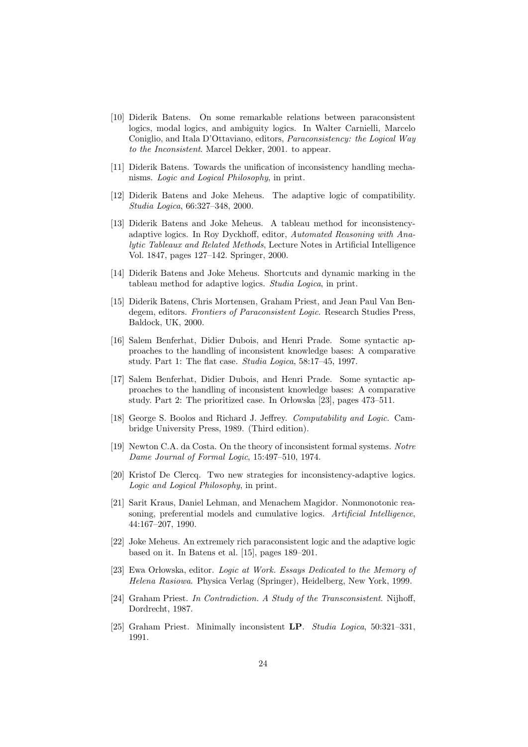- [10] Diderik Batens. On some remarkable relations between paraconsistent logics, modal logics, and ambiguity logics. In Walter Carnielli, Marcelo Coniglio, and Itala D'Ottaviano, editors, *Paraconsistency: the Logical Way to the Inconsistent*. Marcel Dekker, 2001. to appear.
- [11] Diderik Batens. Towards the unification of inconsistency handling mechanisms. *Logic and Logical Philosophy*, in print.
- [12] Diderik Batens and Joke Meheus. The adaptive logic of compatibility. *Studia Logica*, 66:327–348, 2000.
- [13] Diderik Batens and Joke Meheus. A tableau method for inconsistency-adaptive logics. In Roy Dyckhoff, editor, *Automated Reasoning with Analytic Tableaux and Related Methods*, Lecture Notes in Artificial Intelligence Vol. 1847, pages 127–142. Springer, 2000.
- [14] Diderik Batens and Joke Meheus. Shortcuts and dynamic marking in the tableau method for adaptive logics. *Studia Logica*, in print.
- [15] Diderik Batens, Chris Mortensen, Graham Priest, and Jean Paul Van Bendegem, editors. *Frontiers of Paraconsistent Logic*. Research Studies Press, Baldock, UK, 2000.
- [16] Salem Benferhat, Didier Dubois, and Henri Prade. Some syntactic approaches to the handling of inconsistent knowledge bases: A comparative study. Part 1: The flat case. *Studia Logica*, 58:17–45, 1997.
- [17] Salem Benferhat, Didier Dubois, and Henri Prade. Some syntactic approaches to the handling of inconsistent knowledge bases: A comparative study. Part 2: The prioritized case. In Orłowska [23], pages 473–511.
- [18] George S. Boolos and Richard J. Jeffrey. *Computability and Logic*. Cambridge University Press, 1989. (Third edition).
- [19] Newton C.A. da Costa. On the theory of inconsistent formal systems. *Notre Dame Journal of Formal Logic*, 15:497–510, 1974.
- [20] Kristof De Clercq. Two new strategies for inconsistency-adaptive logics. *Logic and Logical Philosophy*, in print.
- [21] Sarit Kraus, Daniel Lehman, and Menachem Magidor. Nonmonotonic reasoning, preferential models and cumulative logics. *Artificial Intelligence*, 44:167–207, 1990.
- [22] Joke Meheus. An extremely rich paraconsistent logic and the adaptive logic based on it. In Batens et al. [15], pages 189–201.
- [23] Ewa Orłowska, editor. *Logic at Work. Essays Dedicated to the Memory of Helena Rasiowa*. Physica Verlag (Springer), Heidelberg, New York, 1999.
- [24] Graham Priest. *In Contradiction. A Study of the Transconsistent*. Nijhoff, Dordrecht, 1987.
- [25] Graham Priest. Minimally inconsistent **LP**. *Studia Logica*, 50:321–331, 1991.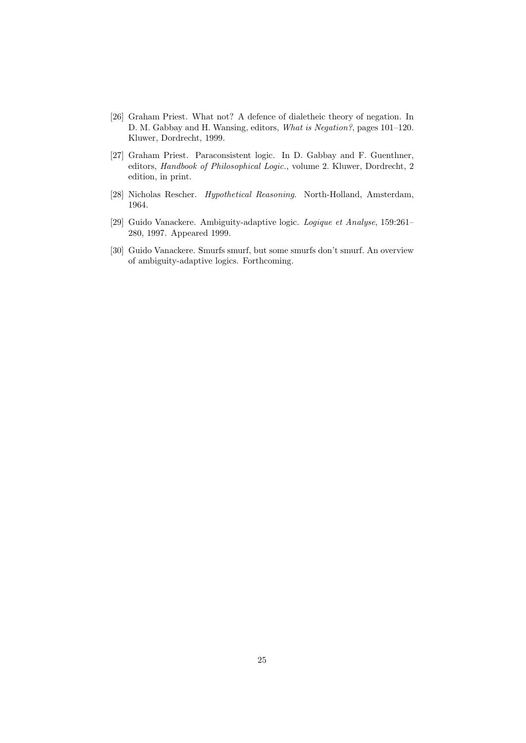[26] Graham Priest. What not? A defence of dialetheic theory of negation. In D. M. Gabbay and H. Wansing, editors, *What is Negation?*, pages 101–120. Kluwer, Dordrecht, 1999.

[27] Graham Priest. Paraconsistent logic. In D. Gabbay and F. Guenthner, editors, *Handbook of Philosophical Logic.*, volume 2. Kluwer, Dordrecht, 2 edition, in print.

[28] Nicholas Rescher. *Hypothetical Reasoning*. North-Holland, Amsterdam, 1964.

[29] Guido Vanackere. Ambiguity-adaptive logic. *Logique et Analyse*, 159:261–280, 1997. Appeared 1999.

[30] Guido Vanackere. Smurfs smurf, but some smurfs don't smurf. An overview of ambiguity-adaptive logics. Forthcoming.